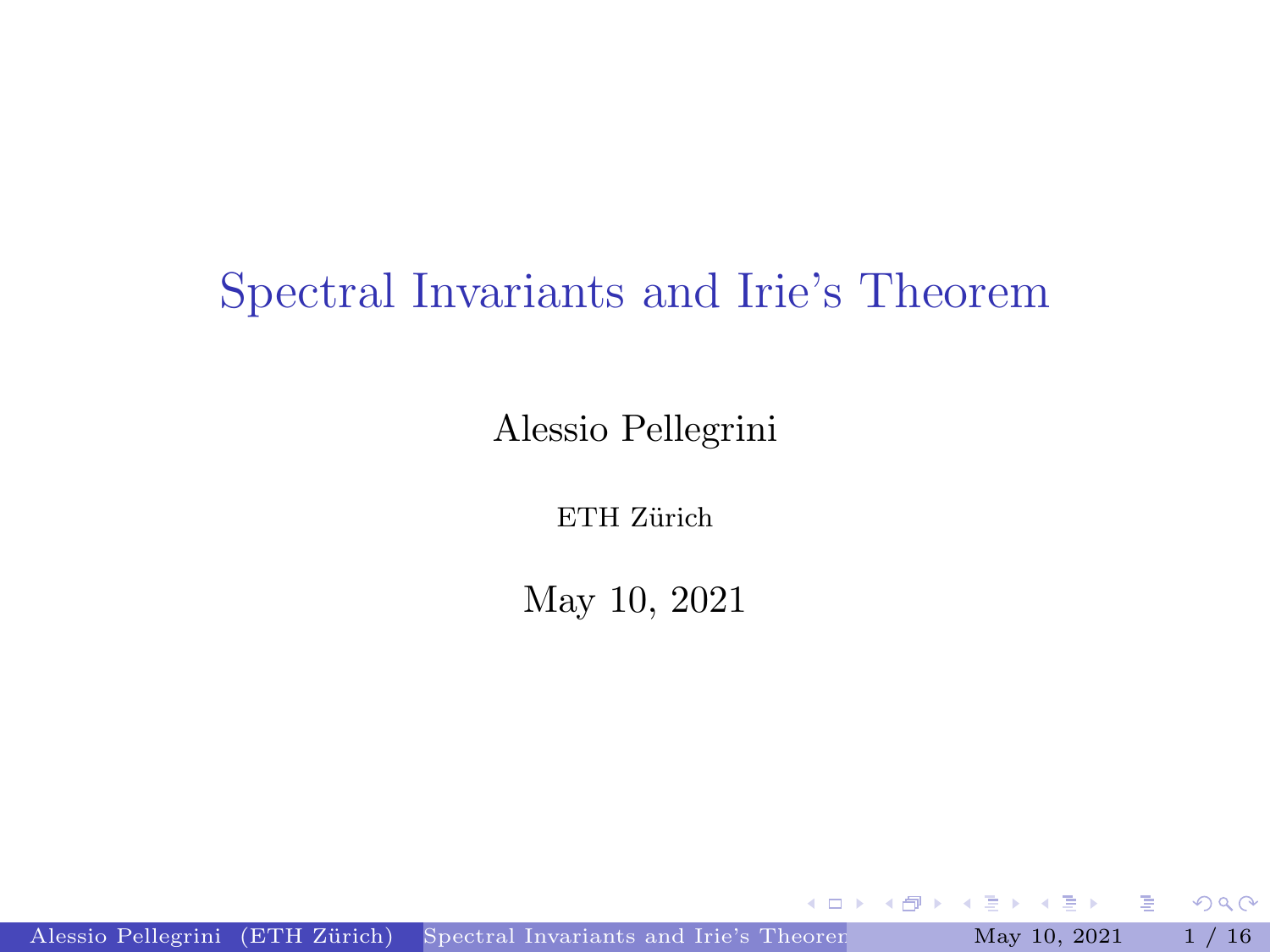# Spectral Invariants and Irie's Theorem

Alessio Pellegrini

ETH Zürich

May 10, 2021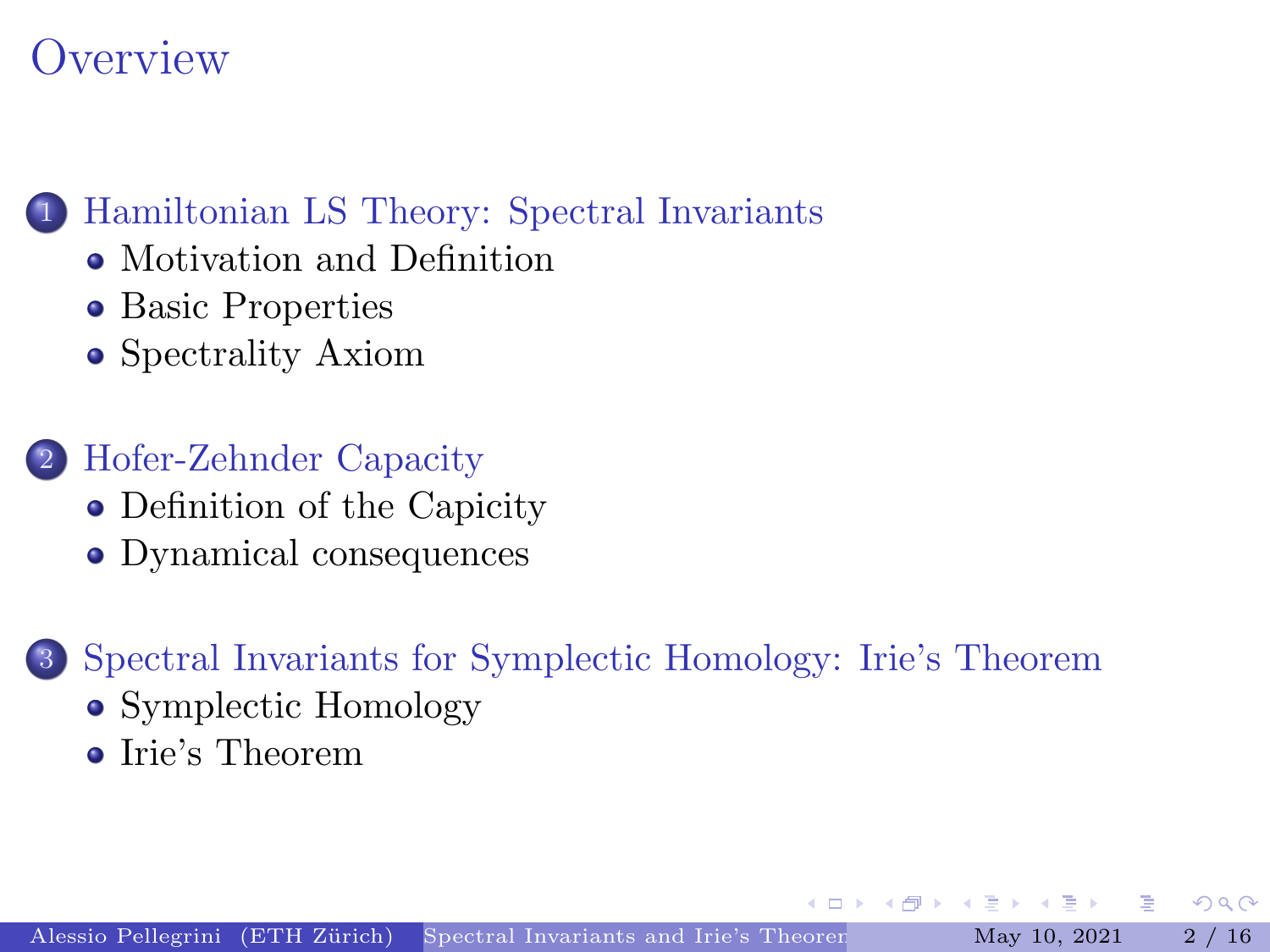# Overview

1. Hamiltonian LS Theory: Spectral Invariants
   - Motivation and Definition
   - Basic Properties
   - Spectrality Axiom
2. Hofer-Zehnder Capacity
   - Definition of the Capicity
   - Dynamical consequences
3. Spectral Invariants for Symplectic Homology: Irie's Theorem
   - Symplectic Homology
   - Irie's Theorem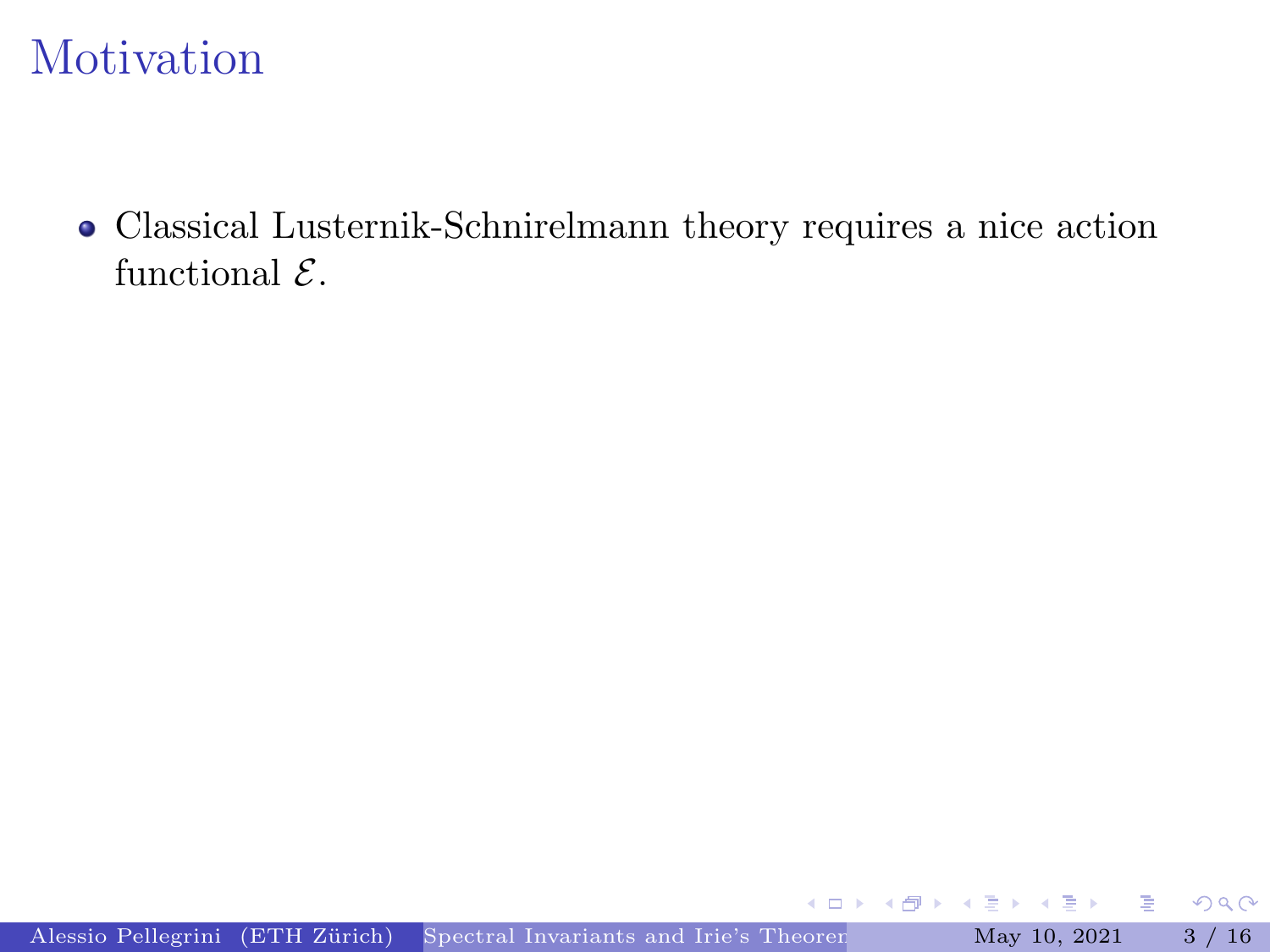# Motivation

- Classical Lusternik-Schnirelmann theory requires a nice action functional $\mathcal{E}$.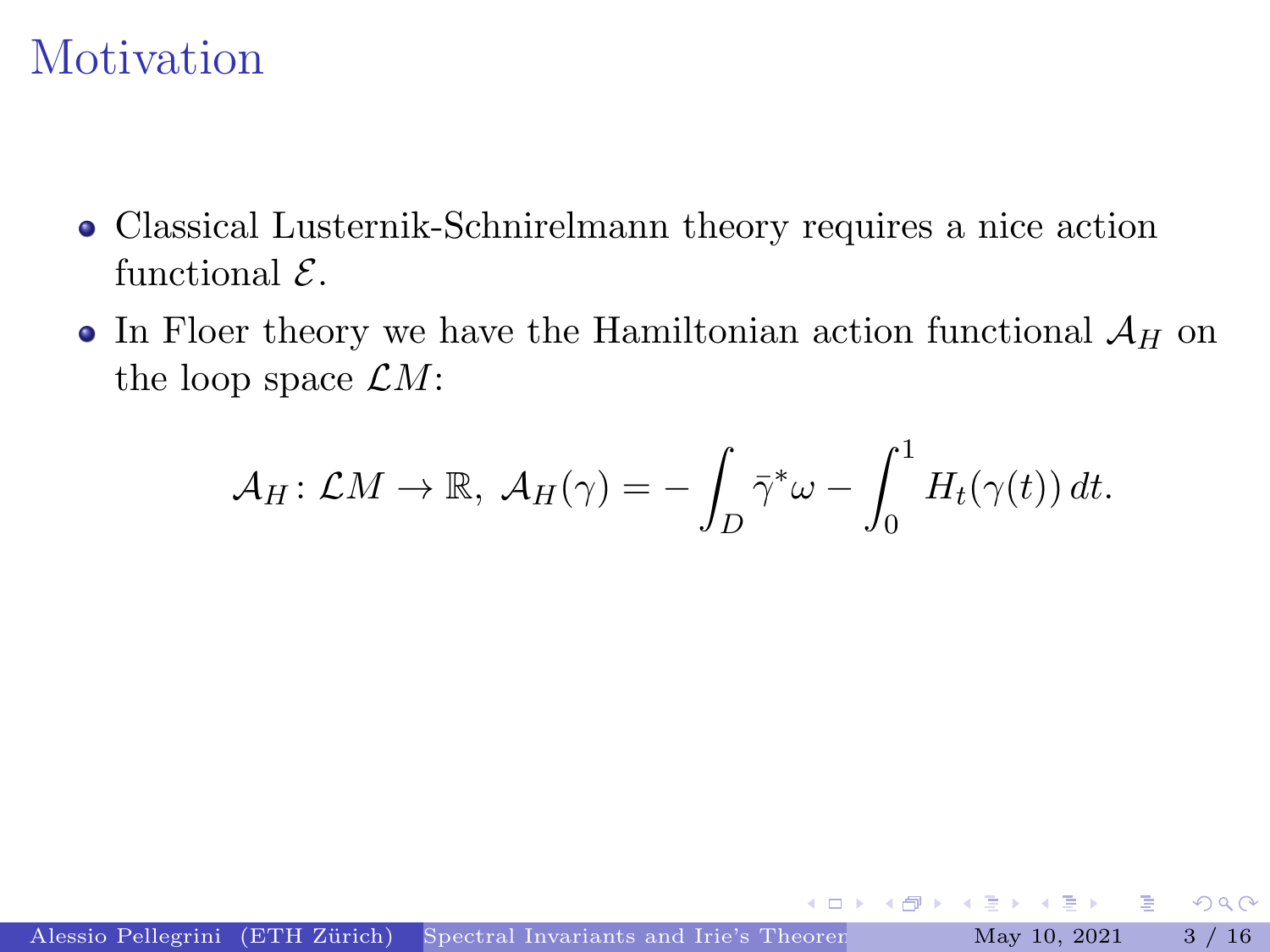# Motivation

- Classical Lusternik-Schnirelmann theory requires a nice action functional $\mathcal{E}$.
- In Floer theory we have the Hamiltonian action functional $\mathcal{A}_H$ on the loop space $\mathcal{L}M$:

$$\mathcal{A}_H \colon \mathcal{L}M \to \mathbb{R}, \ \mathcal{A}_H(\gamma) = -\int_D \bar{\gamma}^* \omega - \int_0^1 H_t(\gamma(t))\, dt.$$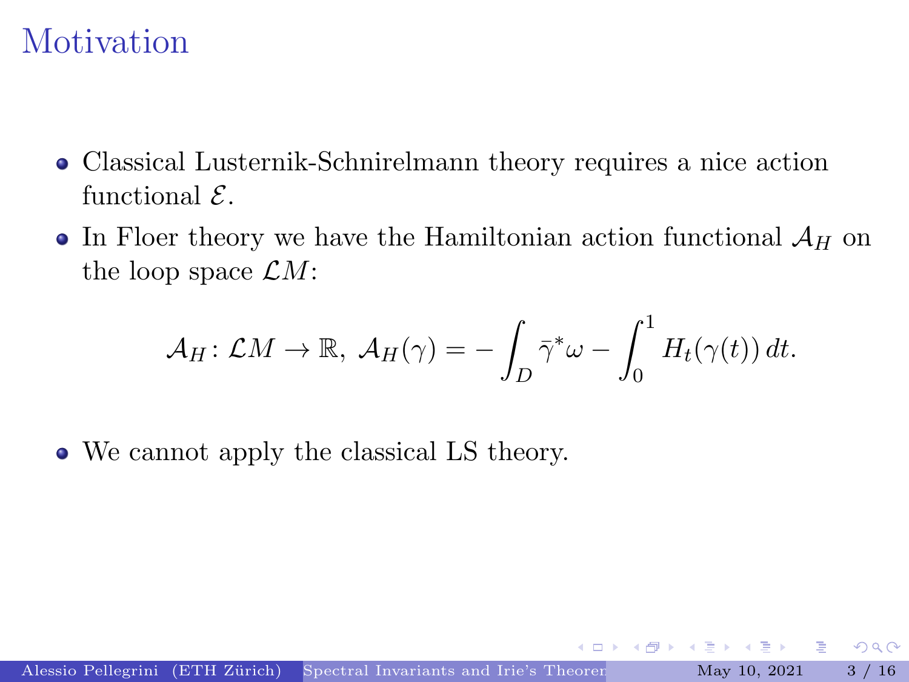# Motivation

- Classical Lusternik-Schnirelmann theory requires a nice action functional $\mathcal{E}$.
- In Floer theory we have the Hamiltonian action functional $\mathcal{A}_H$ on the loop space $\mathcal{L}M$:

$$\mathcal{A}_H \colon \mathcal{L}M \to \mathbb{R},\ \mathcal{A}_H(\gamma) = -\int_D \bar{\gamma}^* \omega - \int_0^1 H_t(\gamma(t))\, dt.$$

- We cannot apply the classical LS theory.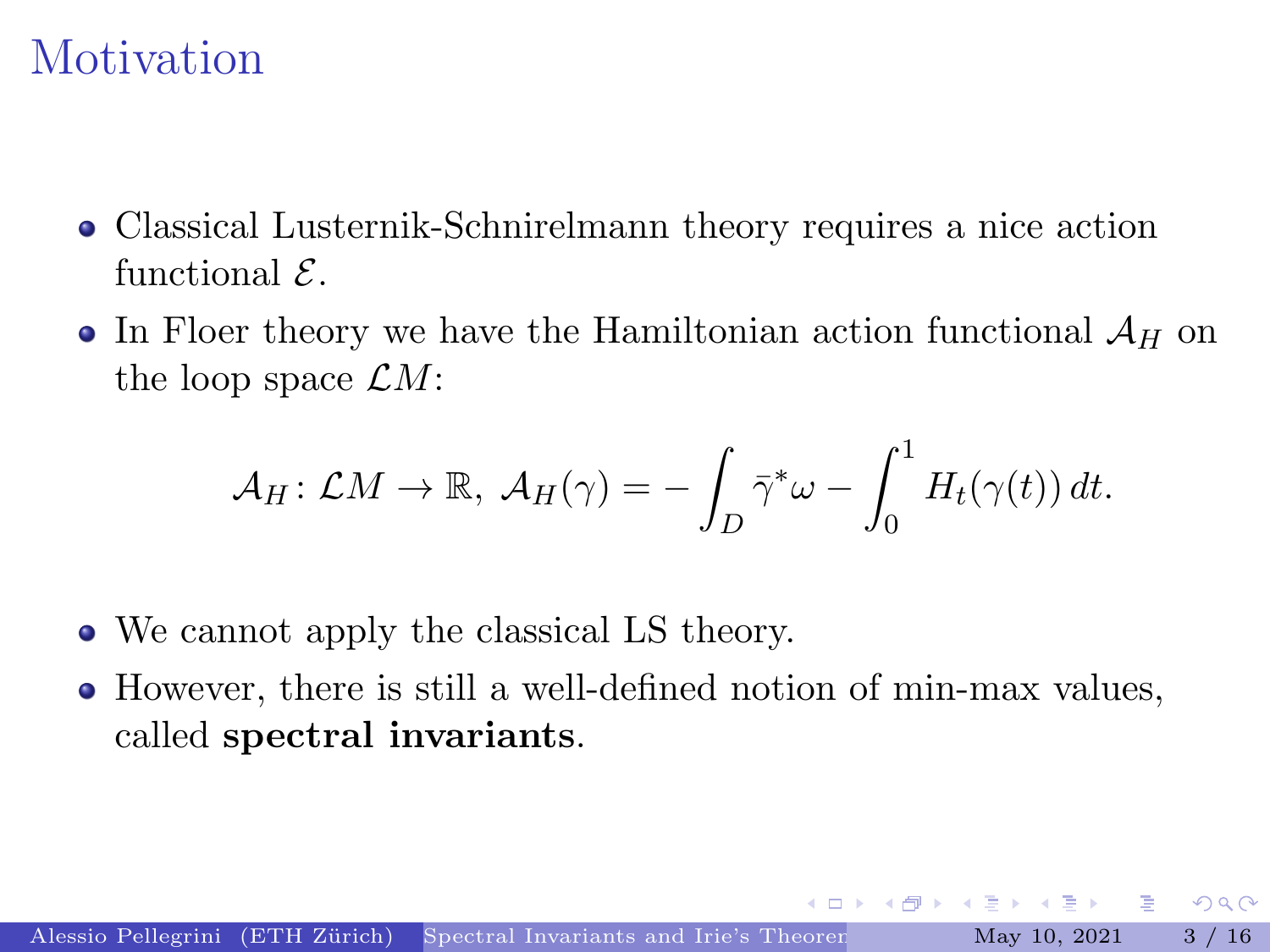# Motivation

- Classical Lusternik-Schnirelmann theory requires a nice action functional $\mathcal{E}$.
- In Floer theory we have the Hamiltonian action functional $\mathcal{A}_H$ on the loop space $\mathcal{L}M$:

$$\mathcal{A}_H \colon \mathcal{L}M \to \mathbb{R},\ \mathcal{A}_H(\gamma) = -\int_D \bar{\gamma}^* \omega - \int_0^1 H_t(\gamma(t))\, dt.$$

- We cannot apply the classical LS theory.
- However, there is still a well-defined notion of min-max values, called **spectral invariants**.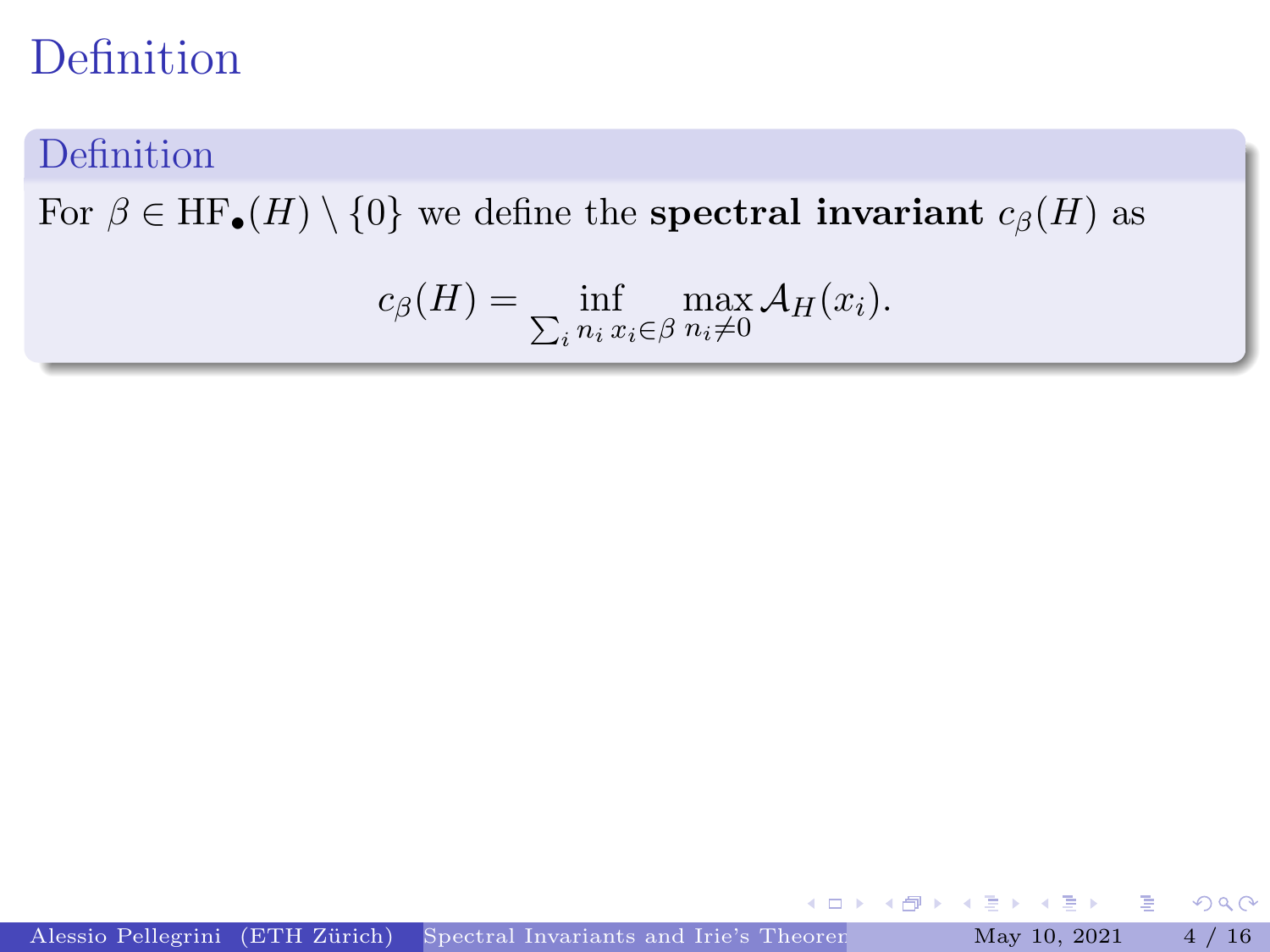# Definition

## Definition

For $\beta \in \mathrm{HF}_\bullet(H) \setminus \{0\}$ we define the **spectral invariant** $c_\beta(H)$ as

$$c_\beta(H) = \inf_{\sum_i n_i\, x_i \in \beta} \max_{n_i \neq 0} \mathcal{A}_H(x_i).$$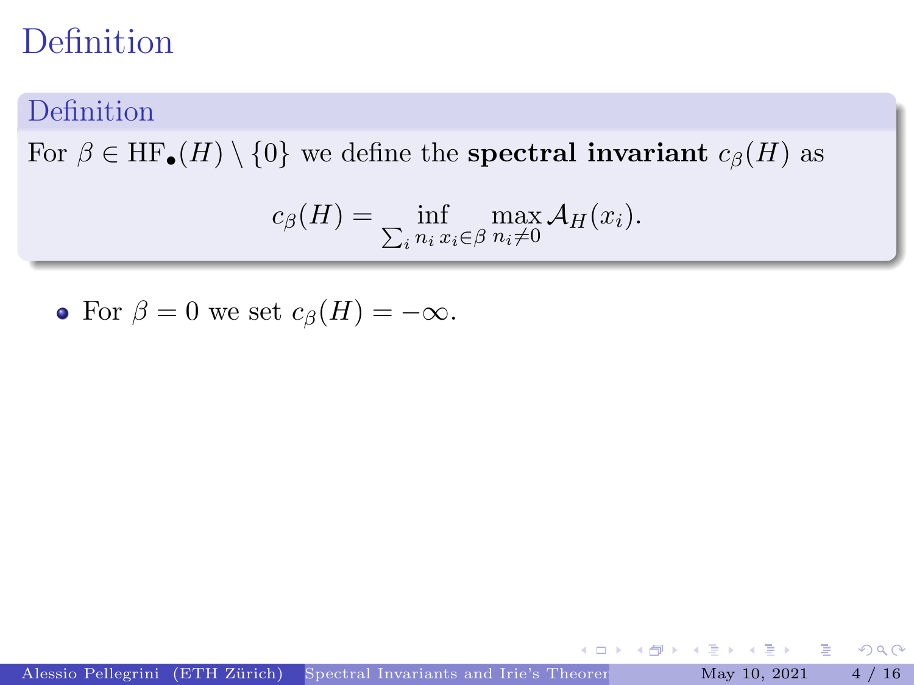# Definition

## Definition

For $\beta \in \mathrm{HF}_\bullet(H) \setminus \{0\}$ we define the **spectral invariant** $c_\beta(H)$ as

$$c_\beta(H) = \inf_{\sum_i n_i\, x_i \in \beta} \max_{n_i \neq 0} \mathcal{A}_H(x_i).$$

- For $\beta = 0$ we set $c_\beta(H) = -\infty$.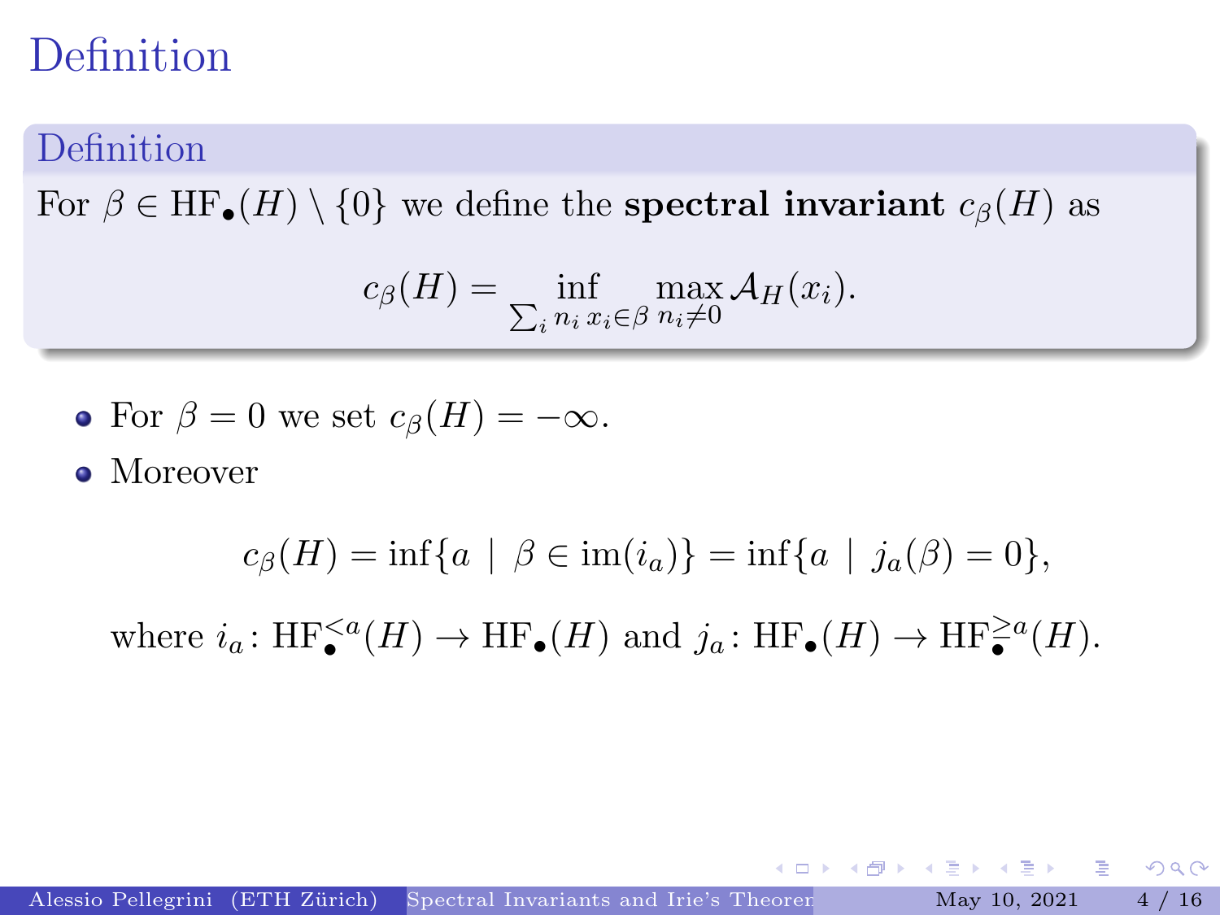# Definition

## Definition

For $\beta \in \mathrm{HF}_\bullet(H) \setminus \{0\}$ we define the **spectral invariant** $c_\beta(H)$ as

$$c_\beta(H) = \inf_{\sum_i n_i x_i \in \beta} \max_{n_i \neq 0} \mathcal{A}_H(x_i).$$

- For $\beta = 0$ we set $c_\beta(H) = -\infty$.
- Moreover

$$c_\beta(H) = \inf\{a \mid \beta \in \mathrm{im}(i_a)\} = \inf\{a \mid j_a(\beta) = 0\},$$

where $i_a \colon \mathrm{HF}_\bullet^{<a}(H) \to \mathrm{HF}_\bullet(H)$ and $j_a \colon \mathrm{HF}_\bullet(H) \to \mathrm{HF}_\bullet^{\geq a}(H)$.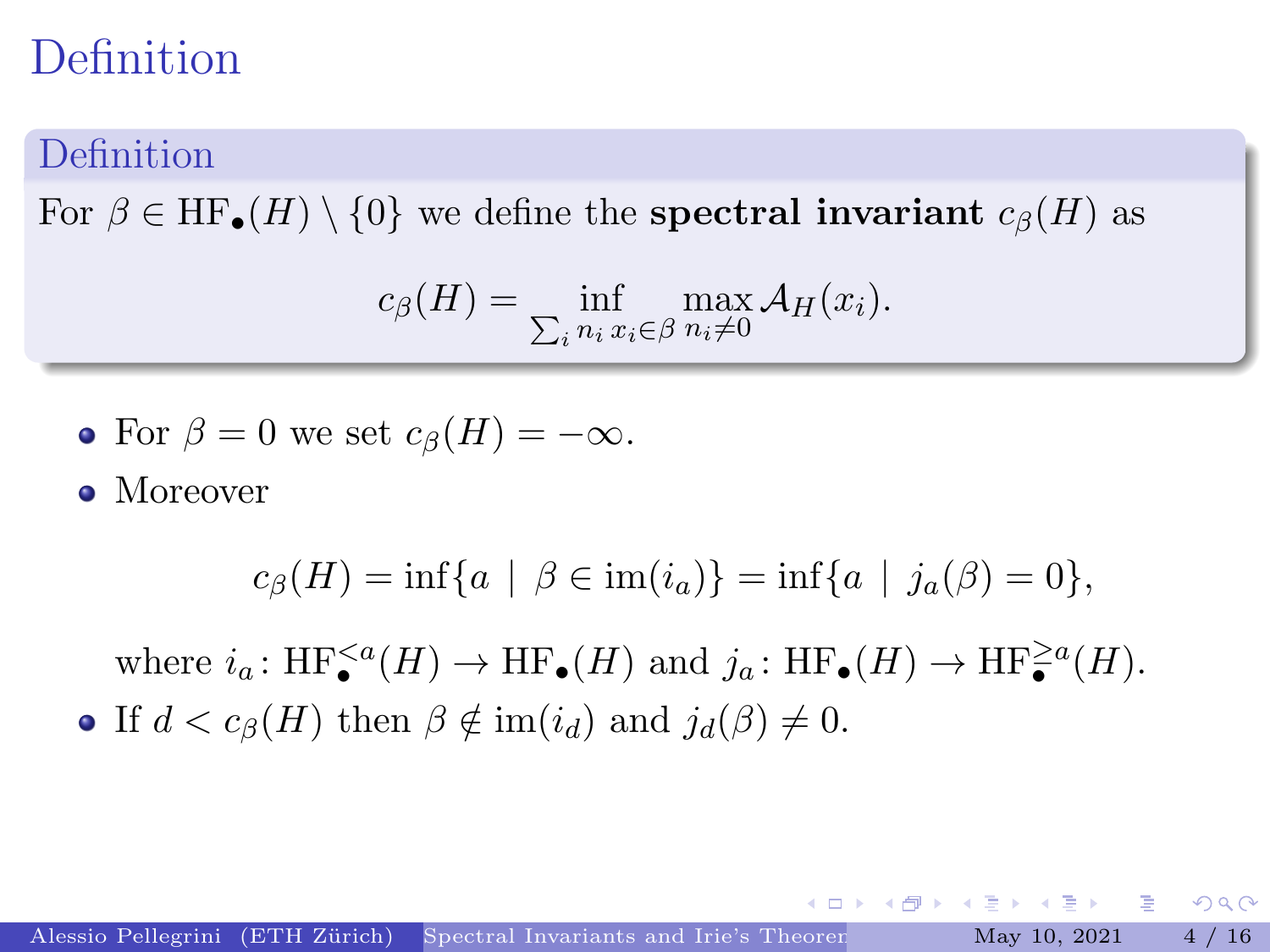# Definition

## Definition

For $\beta \in \mathrm{HF}_\bullet(H) \setminus \{0\}$ we define the **spectral invariant** $c_\beta(H)$ as

$$c_\beta(H) = \inf_{\sum_i n_i x_i \in \beta} \max_{n_i \neq 0} \mathcal{A}_H(x_i).$$

- For $\beta = 0$ we set $c_\beta(H) = -\infty$.
- Moreover

$$c_\beta(H) = \inf\{a \mid \beta \in \mathrm{im}(i_a)\} = \inf\{a \mid j_a(\beta) = 0\},$$

  where $i_a \colon \mathrm{HF}_\bullet^{<a}(H) \to \mathrm{HF}_\bullet(H)$ and $j_a \colon \mathrm{HF}_\bullet(H) \to \mathrm{HF}_\bullet^{\geq a}(H)$.
- If $d < c_\beta(H)$ then $\beta \notin \mathrm{im}(i_d)$ and $j_d(\beta) \neq 0$.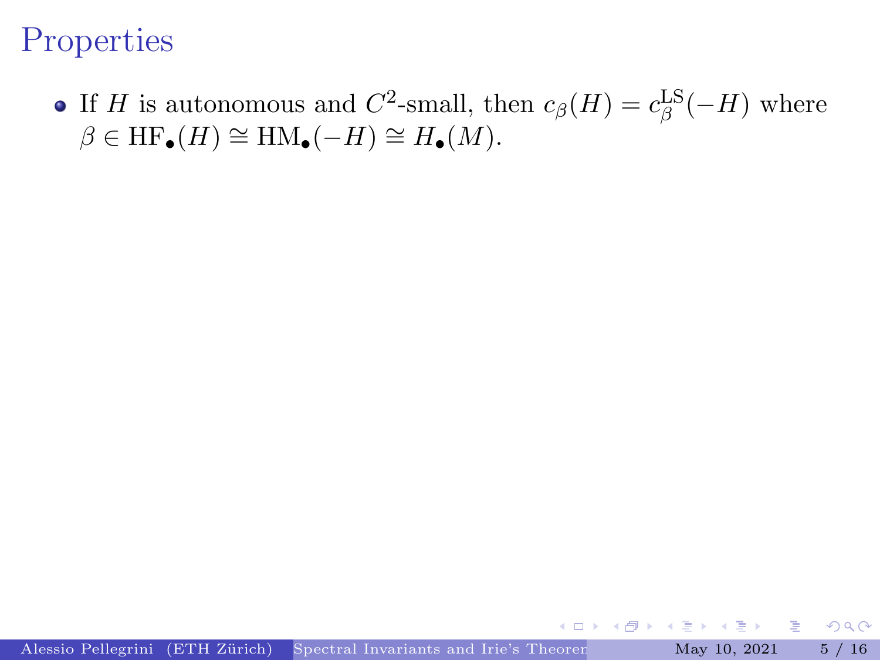# Properties

- If $H$ is autonomous and $C^2$-small, then $c_\beta(H) = c_\beta^{\text{LS}}(-H)$ where $\beta \in \text{HF}_\bullet(H) \cong \text{HM}_\bullet(-H) \cong H_\bullet(M)$.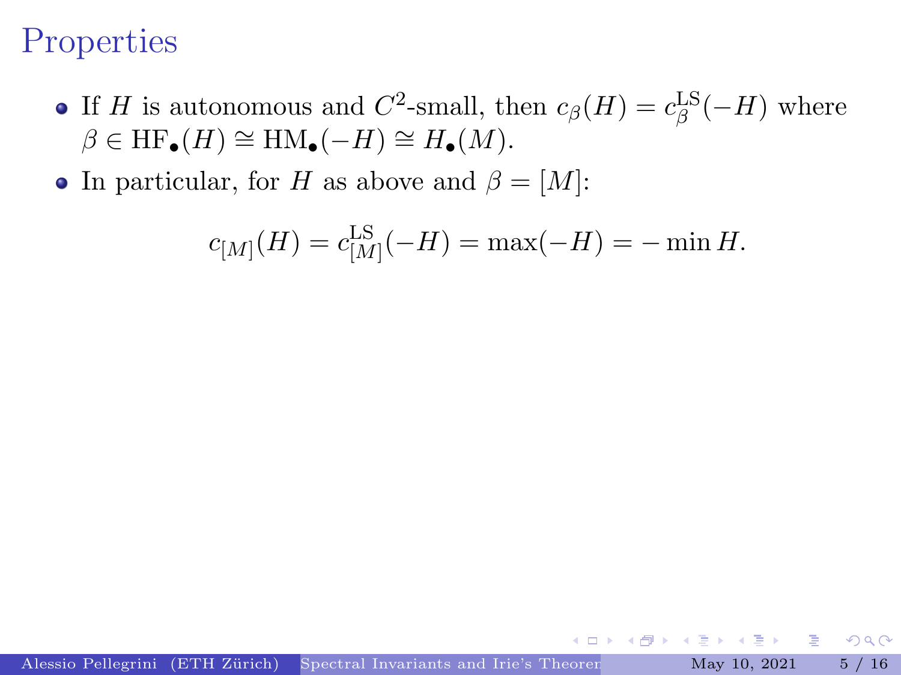# Properties

- If $H$ is autonomous and $C^2$-small, then $c_\beta(H) = c_\beta^{\mathrm{LS}}(-H)$ where $\beta \in \mathrm{HF}_\bullet(H) \cong \mathrm{HM}_\bullet(-H) \cong H_\bullet(M)$.
- In particular, for $H$ as above and $\beta = [M]$:

$$c_{[M]}(H) = c_{[M]}^{\mathrm{LS}}(-H) = \max(-H) = -\min H.$$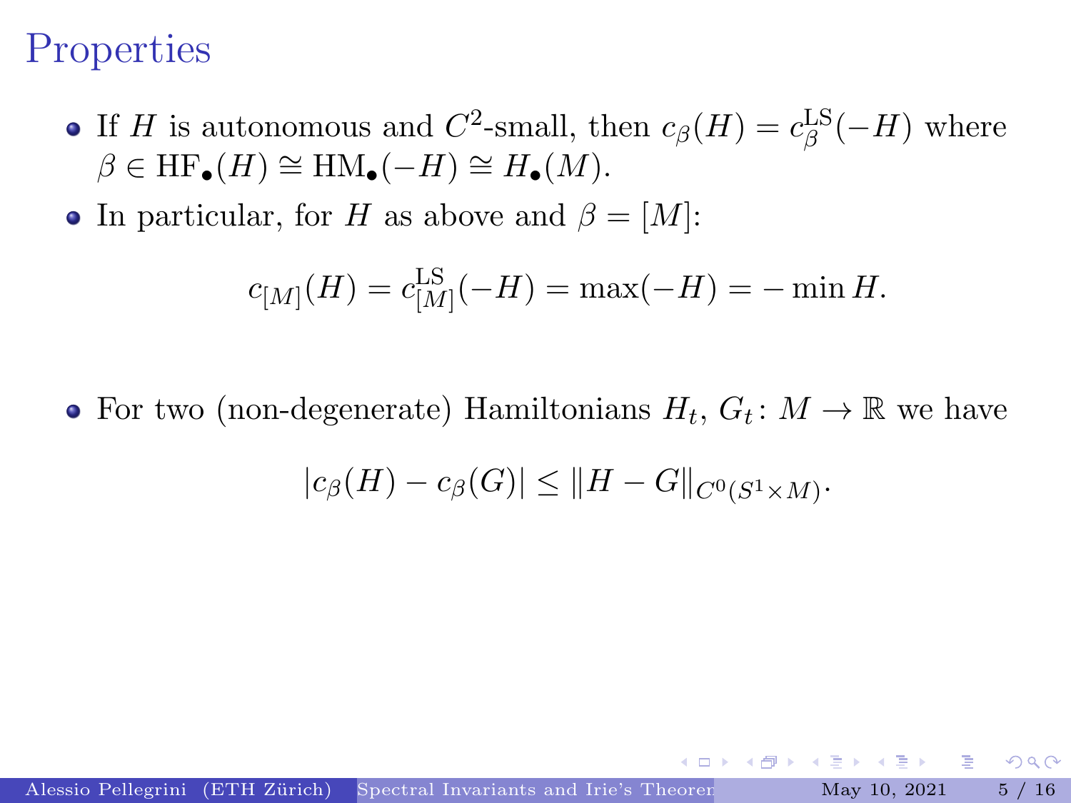# Properties

- If $H$ is autonomous and $C^2$-small, then $c_\beta(H) = c_\beta^{\mathrm{LS}}(-H)$ where $\beta \in \mathrm{HF}_\bullet(H) \cong \mathrm{HM}_\bullet(-H) \cong H_\bullet(M)$.
- In particular, for $H$ as above and $\beta = [M]$:

$$c_{[M]}(H) = c_{[M]}^{\mathrm{LS}}(-H) = \max(-H) = -\min H.$$

- For two (non-degenerate) Hamiltonians $H_t, G_t \colon M \to \mathbb{R}$ we have

$$|c_\beta(H) - c_\beta(G)| \leq \|H - G\|_{C^0(S^1 \times M)}.$$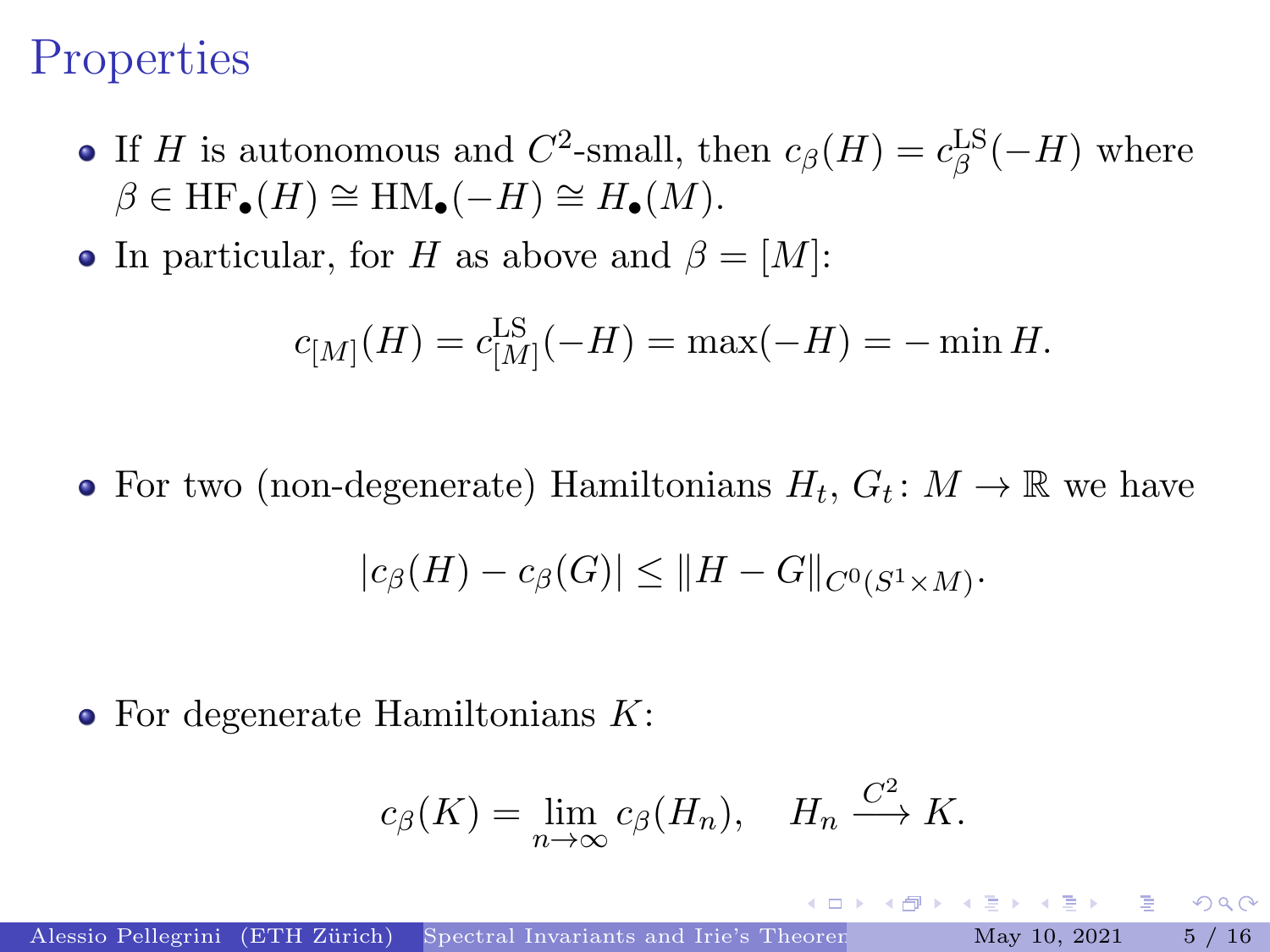# Properties

- If $H$ is autonomous and $C^2$-small, then $c_\beta(H) = c_\beta^{\mathrm{LS}}(-H)$ where $\beta \in \mathrm{HF}_\bullet(H) \cong \mathrm{HM}_\bullet(-H) \cong H_\bullet(M)$.
- In particular, for $H$ as above and $\beta = [M]$:

$$c_{[M]}(H) = c_{[M]}^{\mathrm{LS}}(-H) = \max(-H) = -\min H.$$

- For two (non-degenerate) Hamiltonians $H_t, G_t \colon M \to \mathbb{R}$ we have

$$|c_\beta(H) - c_\beta(G)| \leq \|H - G\|_{C^0(S^1 \times M)}.$$

- For degenerate Hamiltonians $K$:

$$c_\beta(K) = \lim_{n \to \infty} c_\beta(H_n), \quad H_n \xrightarrow{C^2} K.$$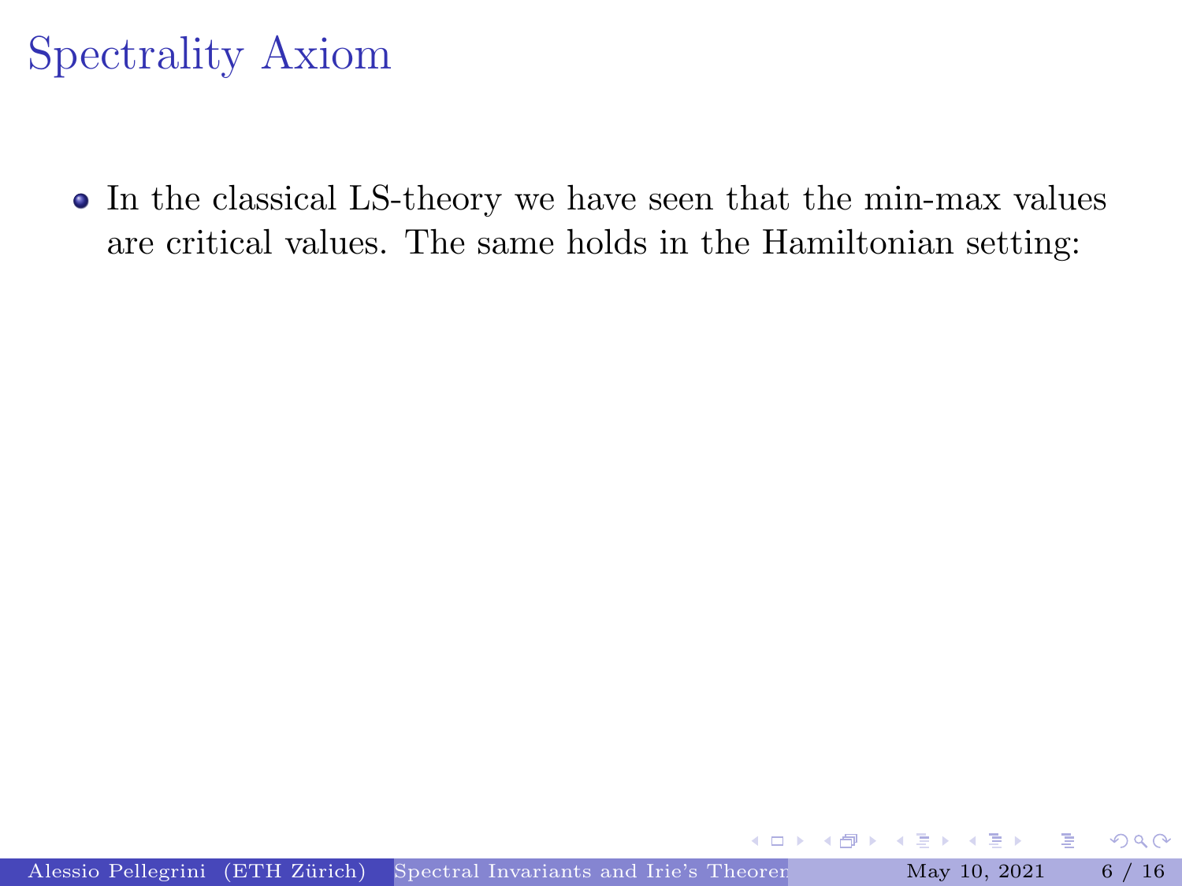# Spectrality Axiom

- In the classical LS-theory we have seen that the min-max values are critical values. The same holds in the Hamiltonian setting: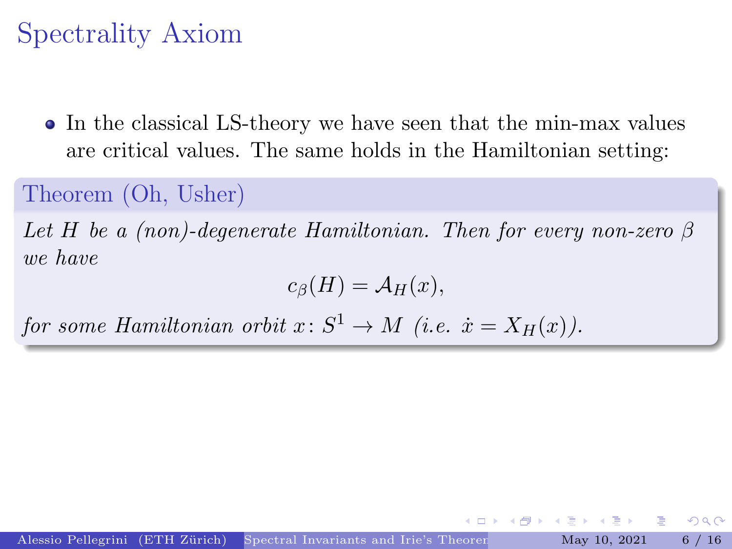# Spectrality Axiom

- In the classical LS-theory we have seen that the min-max values are critical values. The same holds in the Hamiltonian setting:

**Theorem (Oh, Usher)**

*Let $H$ be a (non)-degenerate Hamiltonian. Then for every non-zero $\beta$ we have*

$$c_\beta(H) = \mathcal{A}_H(x),$$

*for some Hamiltonian orbit $x\colon S^1 \to M$ (i.e. $\dot{x} = X_H(x)$).*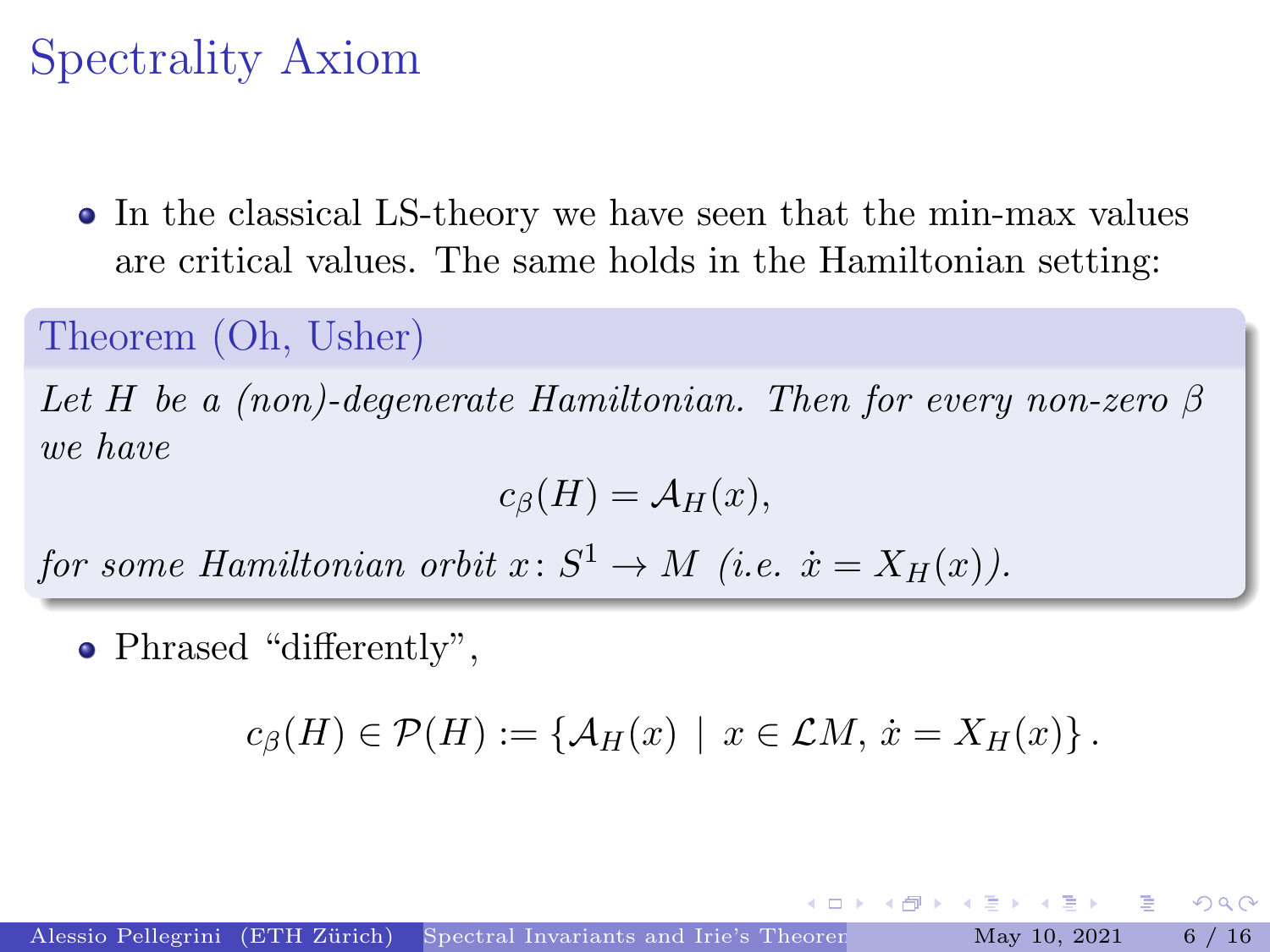# Spectrality Axiom

- In the classical LS-theory we have seen that the min-max values are critical values. The same holds in the Hamiltonian setting:

**Theorem (Oh, Usher)**

*Let $H$ be a (non)-degenerate Hamiltonian. Then for every non-zero $\beta$ we have*

$$c_\beta(H) = \mathcal{A}_H(x),$$

*for some Hamiltonian orbit $x\colon S^1 \to M$ (i.e. $\dot{x} = X_H(x)$).*

- Phrased "differently",

$$c_\beta(H) \in \mathcal{P}(H) := \{\mathcal{A}_H(x) \mid x \in \mathcal{L}M, \dot{x} = X_H(x)\}.$$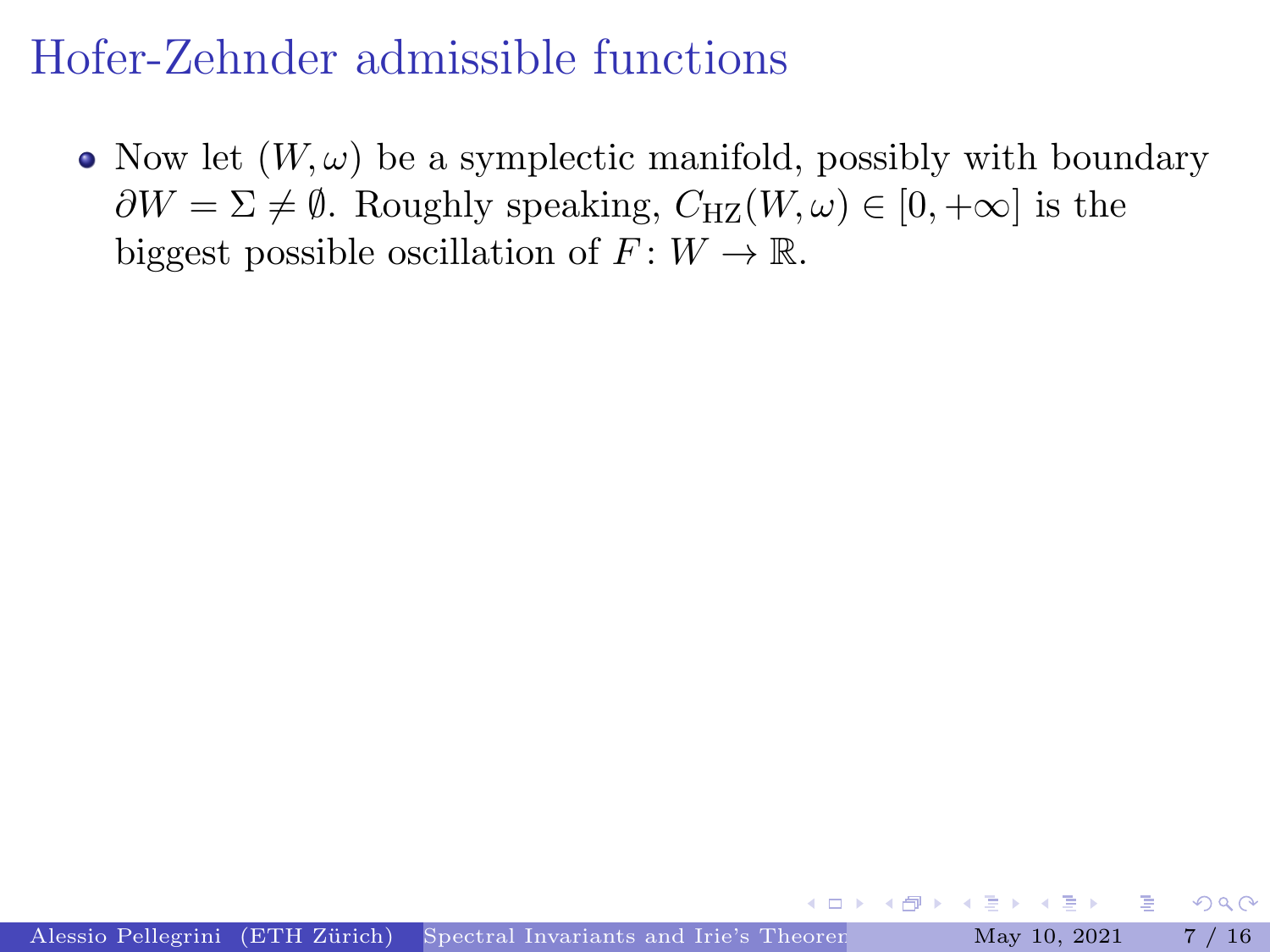# Hofer-Zehnder admissible functions

- Now let $(W, \omega)$ be a symplectic manifold, possibly with boundary $\partial W = \Sigma \neq \emptyset$. Roughly speaking, $C_{\mathrm{HZ}}(W, \omega) \in [0, +\infty]$ is the biggest possible oscillation of $F \colon W \to \mathbb{R}$.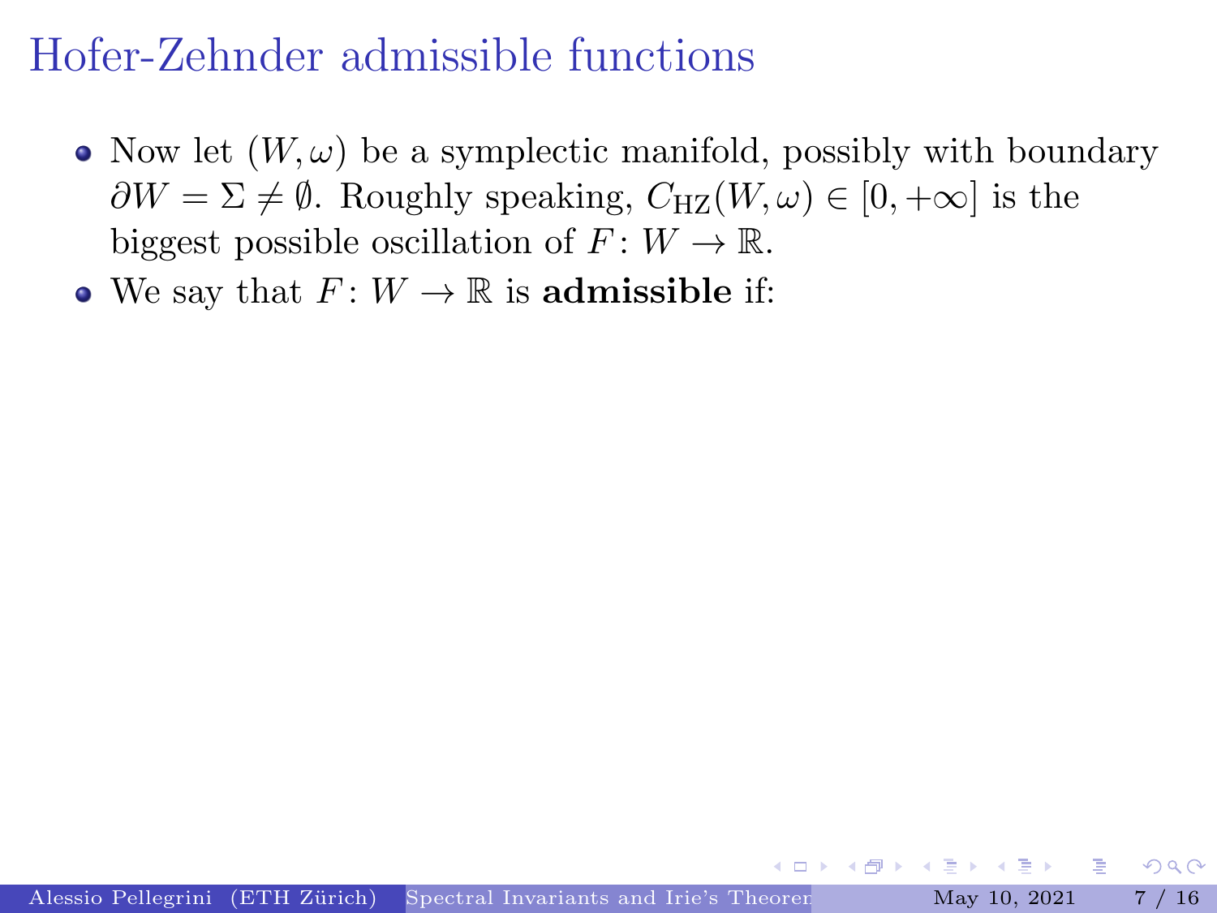# Hofer-Zehnder admissible functions

- Now let $(W, \omega)$ be a symplectic manifold, possibly with boundary $\partial W = \Sigma \neq \emptyset$. Roughly speaking, $C_{\text{HZ}}(W, \omega) \in [0, +\infty]$ is the biggest possible oscillation of $F \colon W \to \mathbb{R}$.
- We say that $F \colon W \to \mathbb{R}$ is **admissible** if: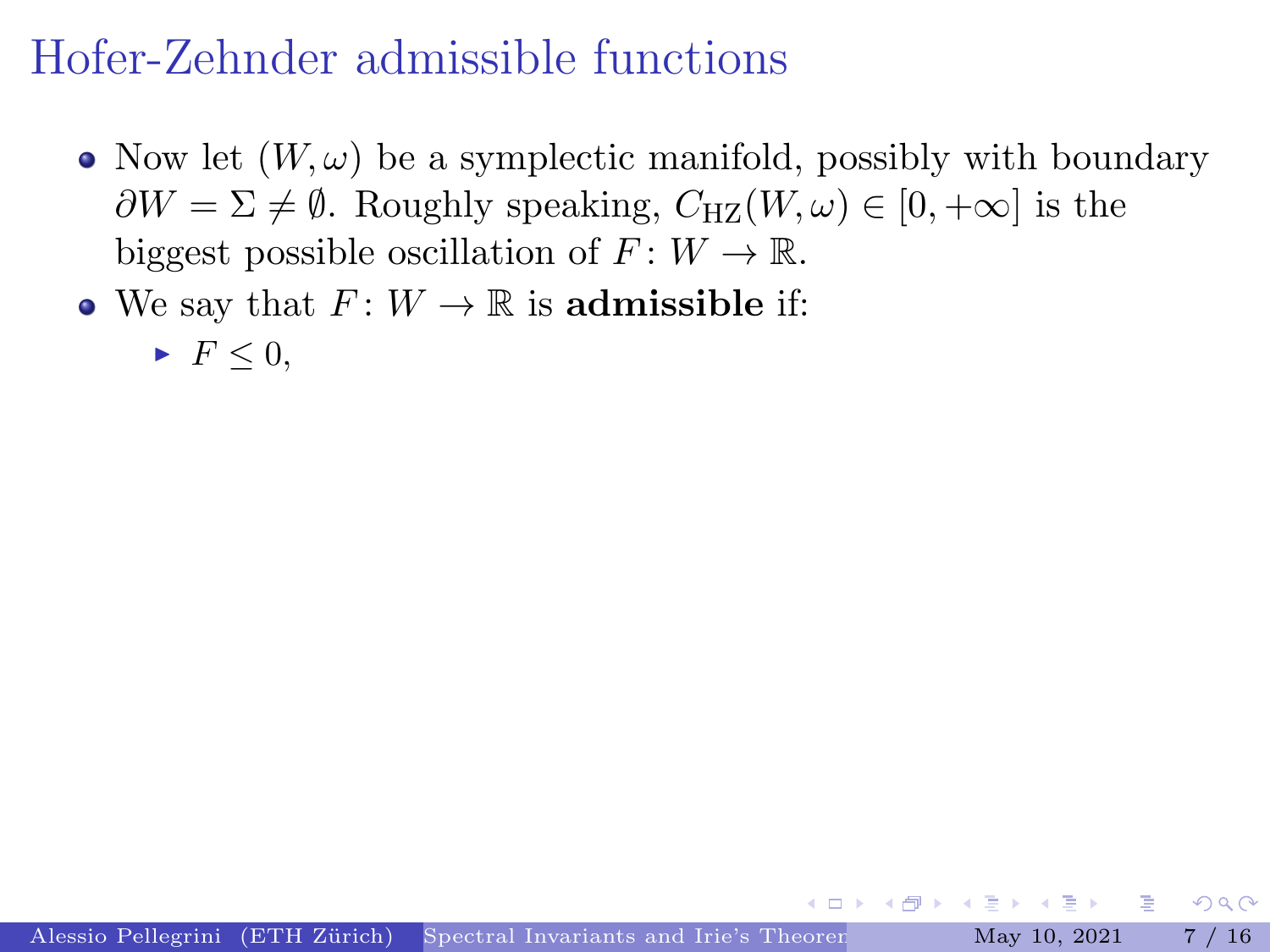# Hofer-Zehnder admissible functions

- Now let $(W, \omega)$ be a symplectic manifold, possibly with boundary $\partial W = \Sigma \neq \emptyset$. Roughly speaking, $C_{\mathrm{HZ}}(W, \omega) \in [0, +\infty]$ is the biggest possible oscillation of $F \colon W \to \mathbb{R}$.
- We say that $F \colon W \to \mathbb{R}$ is **admissible** if:
  - $F \leq 0$,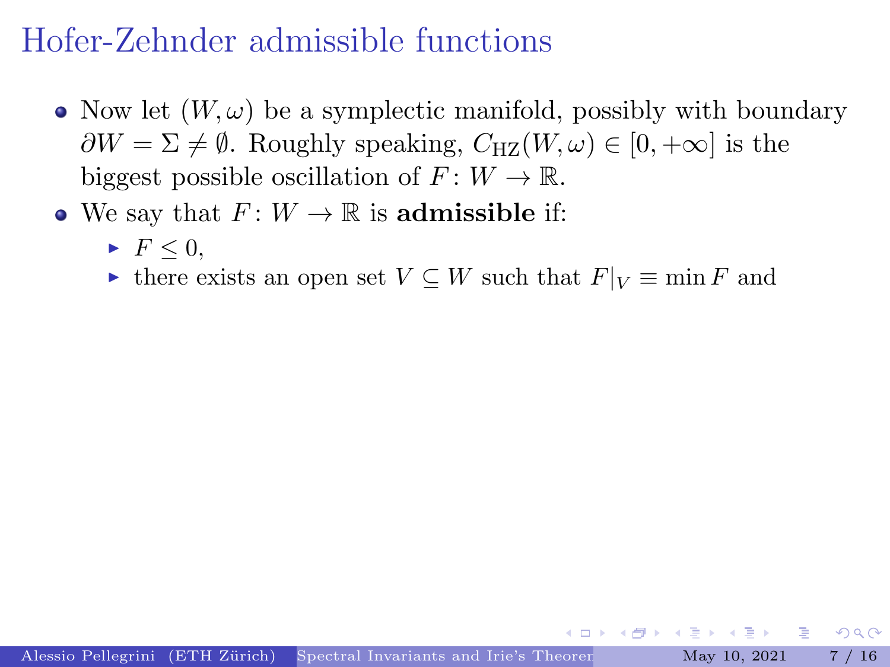# Hofer-Zehnder admissible functions

- Now let $(W, \omega)$ be a symplectic manifold, possibly with boundary $\partial W = \Sigma \neq \emptyset$. Roughly speaking, $C_{\mathrm{HZ}}(W, \omega) \in [0, +\infty]$ is the biggest possible oscillation of $F\colon W \to \mathbb{R}$.
- We say that $F\colon W \to \mathbb{R}$ is **admissible** if:
  - $F \leq 0$,
  - there exists an open set $V \subseteq W$ such that $F|_V \equiv \min F$ and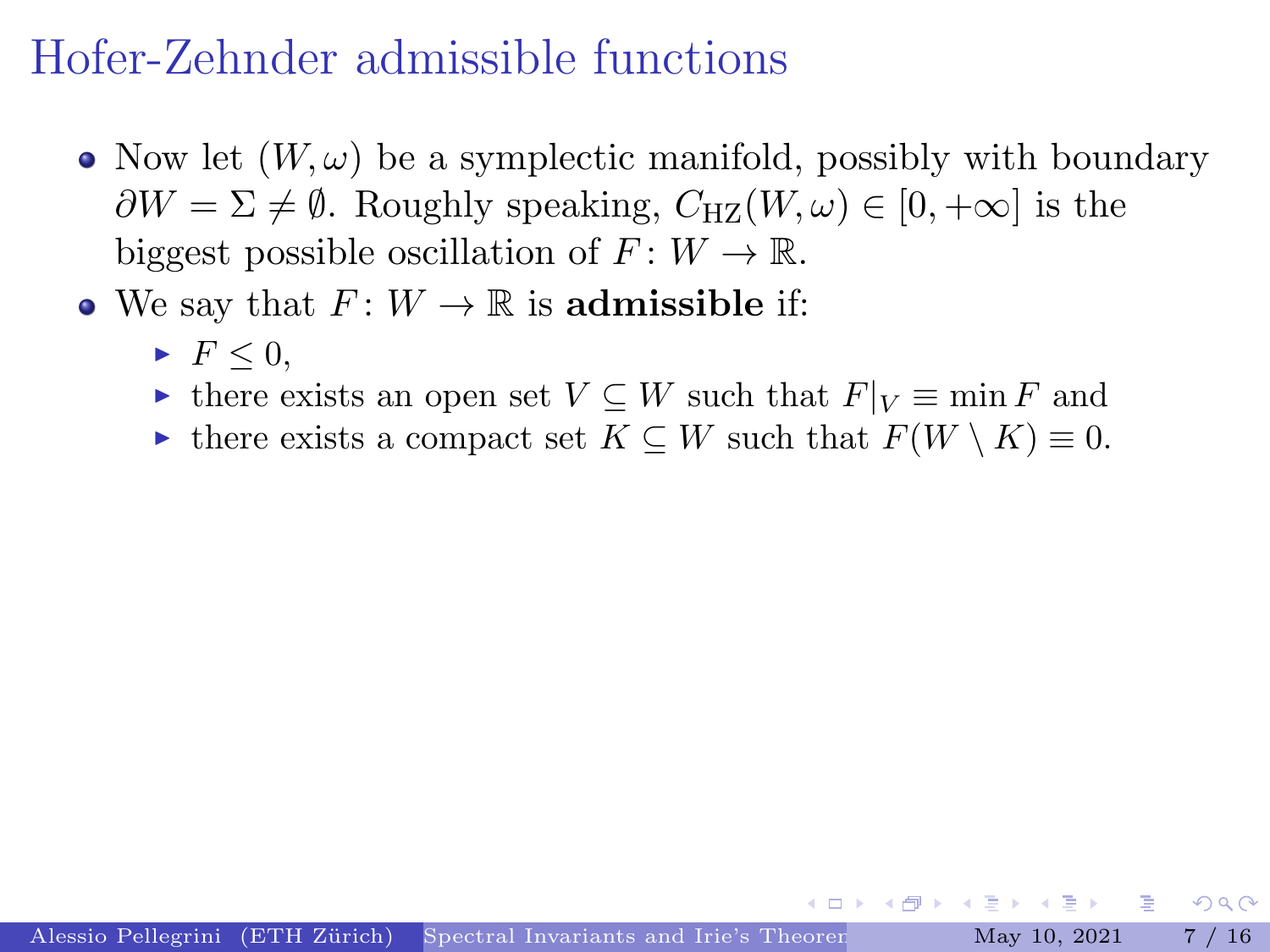# Hofer-Zehnder admissible functions

- Now let $(W, \omega)$ be a symplectic manifold, possibly with boundary $\partial W = \Sigma \neq \emptyset$. Roughly speaking, $C_{\mathrm{HZ}}(W, \omega) \in [0, +\infty]$ is the biggest possible oscillation of $F \colon W \to \mathbb{R}$.
- We say that $F \colon W \to \mathbb{R}$ is **admissible** if:
  - $F \leq 0$,
  - there exists an open set $V \subseteq W$ such that $F|_V \equiv \min F$ and
  - there exists a compact set $K \subseteq W$ such that $F(W \setminus K) \equiv 0$.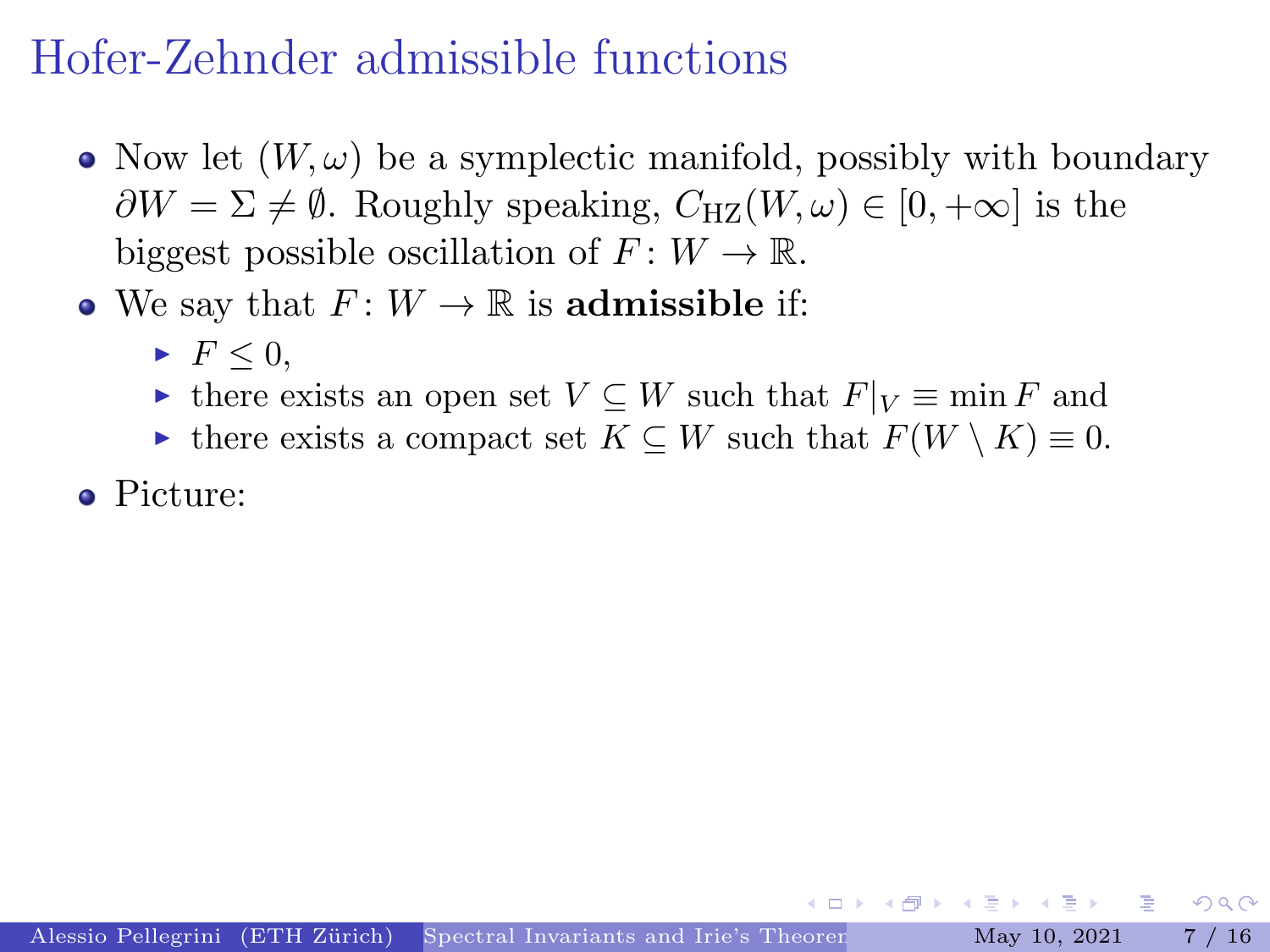# Hofer-Zehnder admissible functions

- Now let $(W, \omega)$ be a symplectic manifold, possibly with boundary $\partial W = \Sigma \neq \emptyset$. Roughly speaking, $C_{\mathrm{HZ}}(W, \omega) \in [0, +\infty]$ is the biggest possible oscillation of $F \colon W \to \mathbb{R}$.
- We say that $F \colon W \to \mathbb{R}$ is **admissible** if:
  - $F \leq 0$,
  - there exists an open set $V \subseteq W$ such that $F|_V \equiv \min F$ and
  - there exists a compact set $K \subseteq W$ such that $F(W \setminus K) \equiv 0$.
- Picture: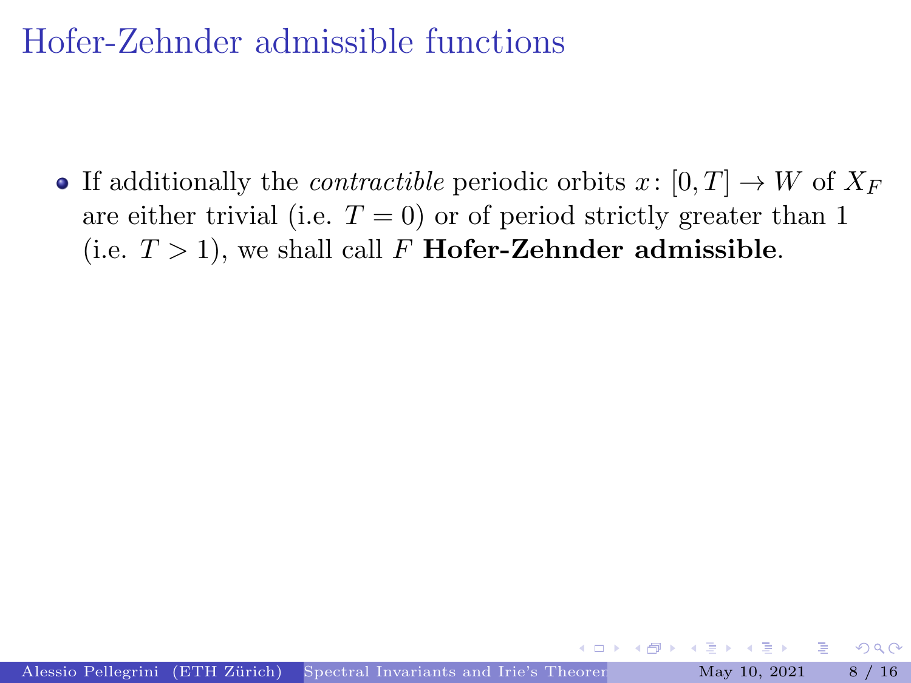# Hofer-Zehnder admissible functions

- If additionally the *contractible* periodic orbits $x\colon [0,T] \to W$ of $X_F$ are either trivial (i.e. $T = 0$) or of period strictly greater than 1 (i.e. $T > 1$), we shall call $F$ **Hofer-Zehnder admissible**.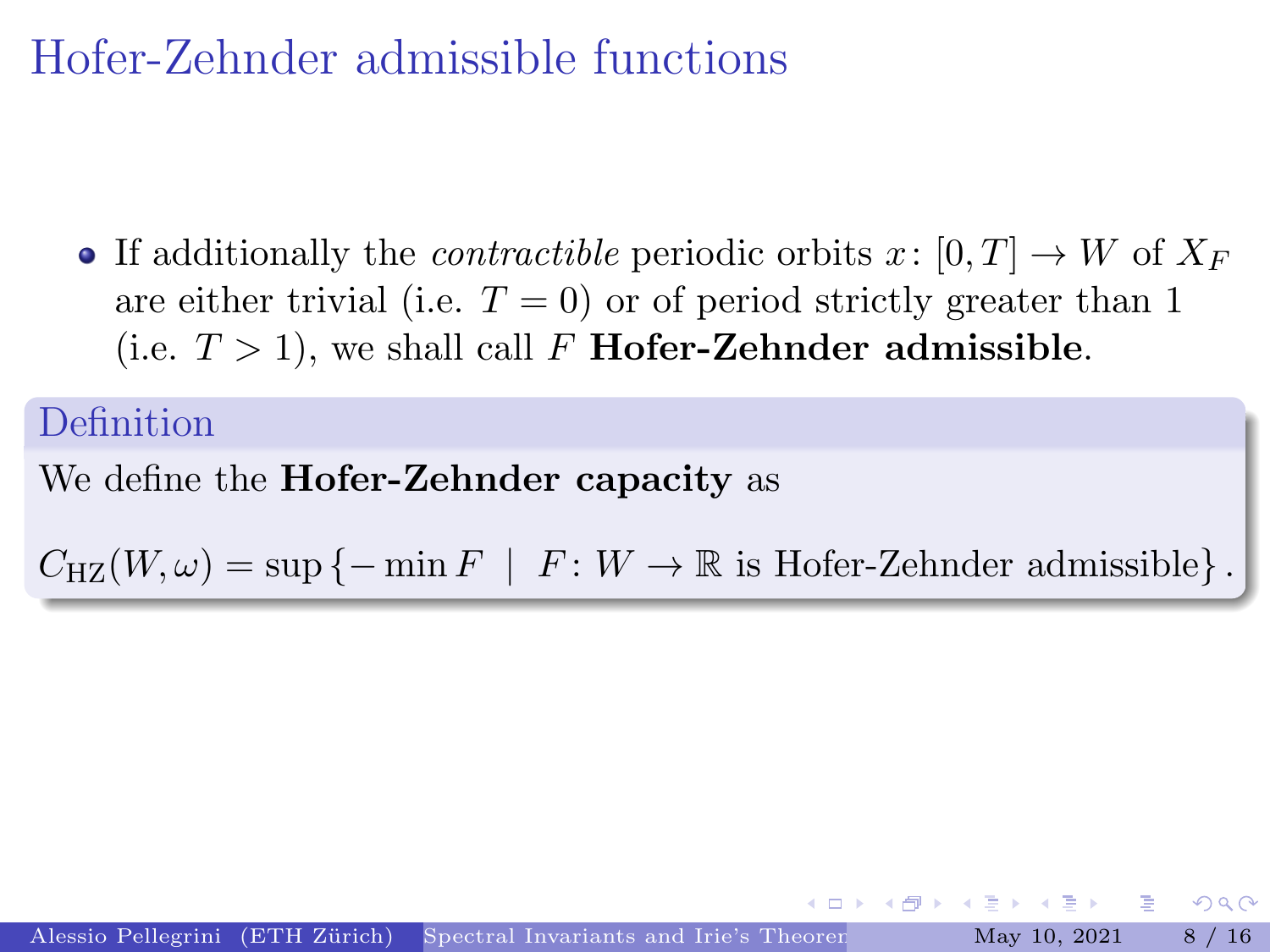# Hofer-Zehnder admissible functions

- If additionally the *contractible* periodic orbits $x \colon [0,T] \to W$ of $X_F$ are either trivial (i.e. $T = 0$) or of period strictly greater than 1 (i.e. $T > 1$), we shall call $F$ **Hofer-Zehnder admissible**.

**Definition**

We define the **Hofer-Zehnder capacity** as

$$C_{\mathrm{HZ}}(W, \omega) = \sup \left\{ -\min F \;\middle|\; F \colon W \to \mathbb{R} \text{ is Hofer-Zehnder admissible} \right\}.$$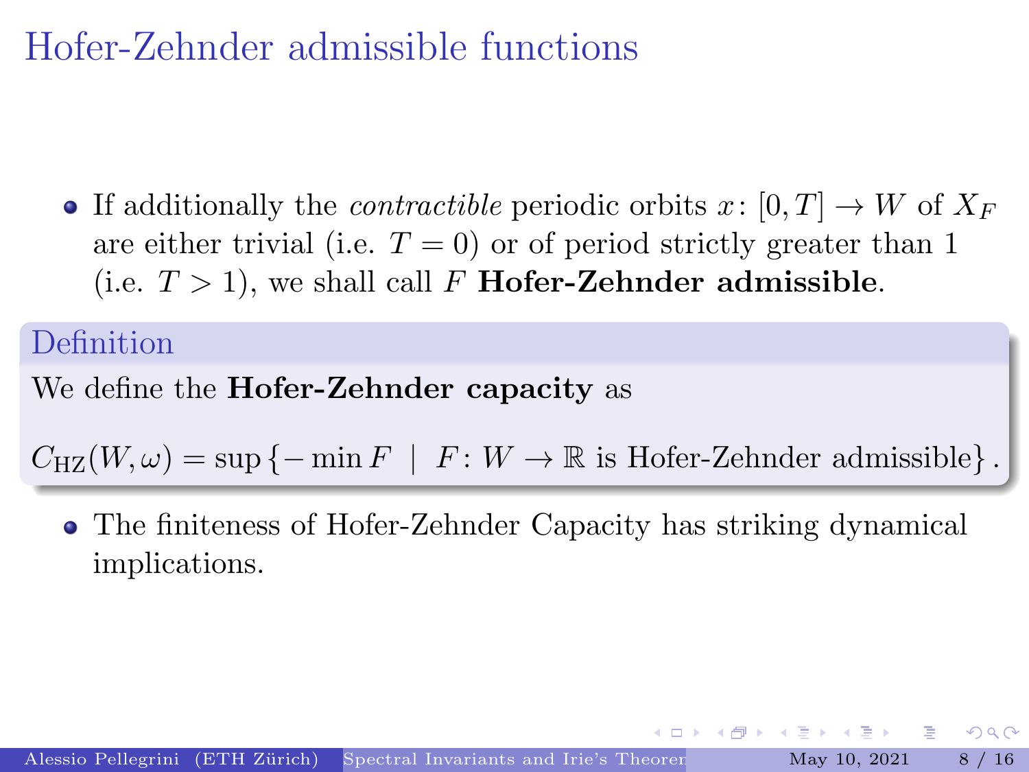# Hofer-Zehnder admissible functions

- If additionally the *contractible* periodic orbits $x\colon [0,T] \to W$ of $X_F$ are either trivial (i.e. $T = 0$) or of period strictly greater than 1 (i.e. $T > 1$), we shall call $F$ **Hofer-Zehnder admissible**.

**Definition**

We define the **Hofer-Zehnder capacity** as

$$C_{\mathrm{HZ}}(W,\omega) = \sup\left\{-\min F \;\middle|\; F\colon W \to \mathbb{R} \text{ is Hofer-Zehnder admissible}\right\}.$$

- The finiteness of Hofer-Zehnder Capacity has striking dynamical implications.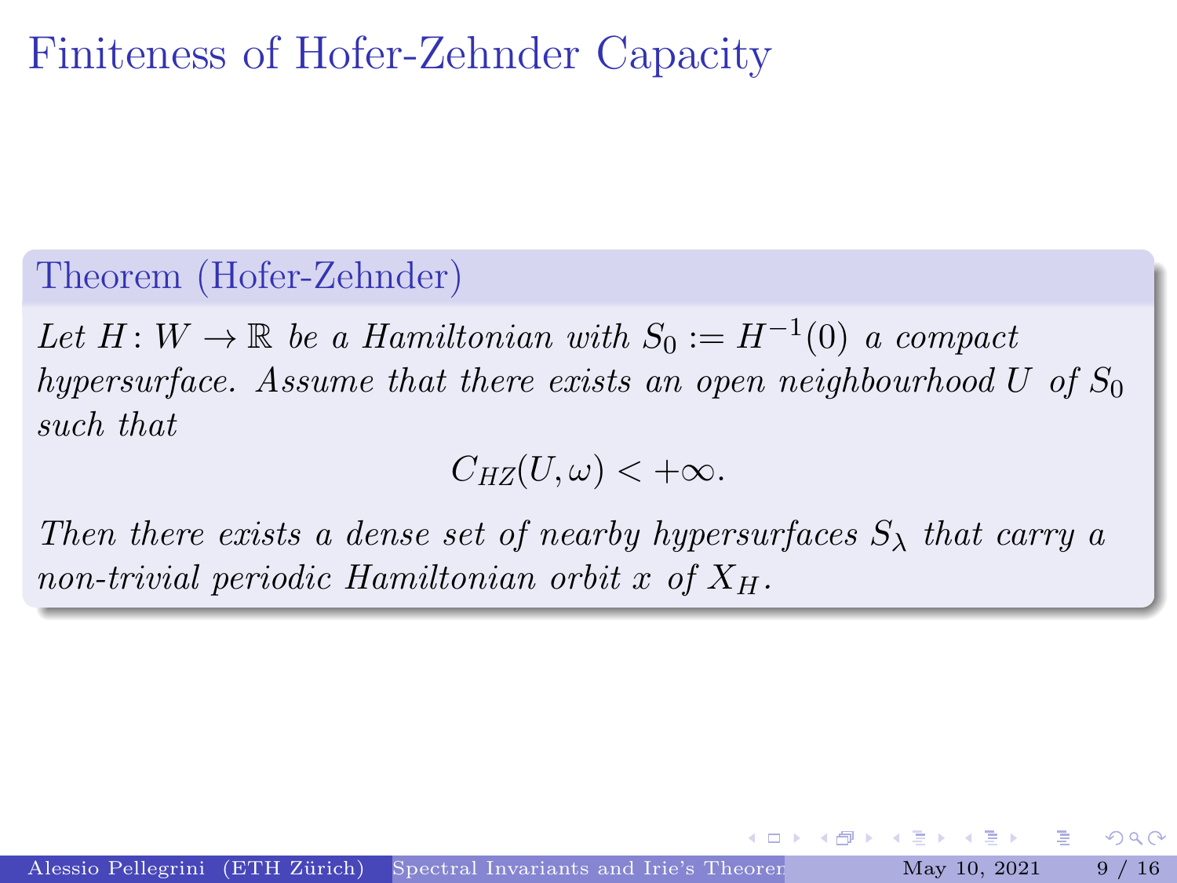# Finiteness of Hofer-Zehnder Capacity

**Theorem (Hofer-Zehnder)**

*Let $H\colon W \to \mathbb{R}$ be a Hamiltonian with $S_0 := H^{-1}(0)$ a compact hypersurface. Assume that there exists an open neighbourhood $U$ of $S_0$ such that*

$$C_{HZ}(U, \omega) < +\infty.$$

*Then there exists a dense set of nearby hypersurfaces $S_\lambda$ that carry a non-trivial periodic Hamiltonian orbit $x$ of $X_H$.*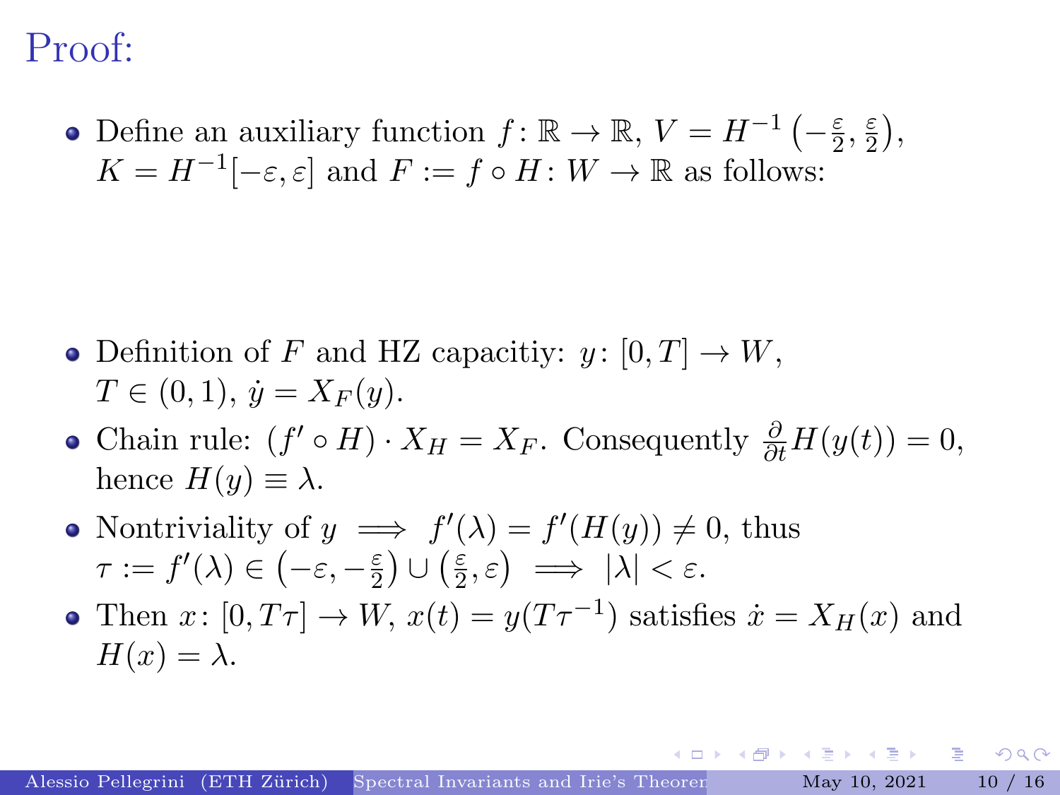# Proof:

- Define an auxiliary function $f\colon \mathbb{R} \to \mathbb{R}$, $V = H^{-1}\left(-\frac{\varepsilon}{2}, \frac{\varepsilon}{2}\right)$, $K = H^{-1}[-\varepsilon, \varepsilon]$ and $F := f \circ H\colon W \to \mathbb{R}$ as follows:

- Definition of $F$ and HZ capacitiy: $y\colon [0,T] \to W$, $T \in (0,1)$, $\dot{y} = X_F(y)$.
- Chain rule: $(f' \circ H) \cdot X_H = X_F$. Consequently $\frac{\partial}{\partial t} H(y(t)) = 0$, hence $H(y) \equiv \lambda$.
- Nontriviality of $y \implies f'(\lambda) = f'(H(y)) \neq 0$, thus $\tau := f'(\lambda) \in \left(-\varepsilon, -\frac{\varepsilon}{2}\right) \cup \left(\frac{\varepsilon}{2}, \varepsilon\right) \implies |\lambda| < \varepsilon$.
- Then $x\colon [0, T\tau] \to W$, $x(t) = y(T\tau^{-1})$ satisfies $\dot{x} = X_H(x)$ and $H(x) = \lambda$.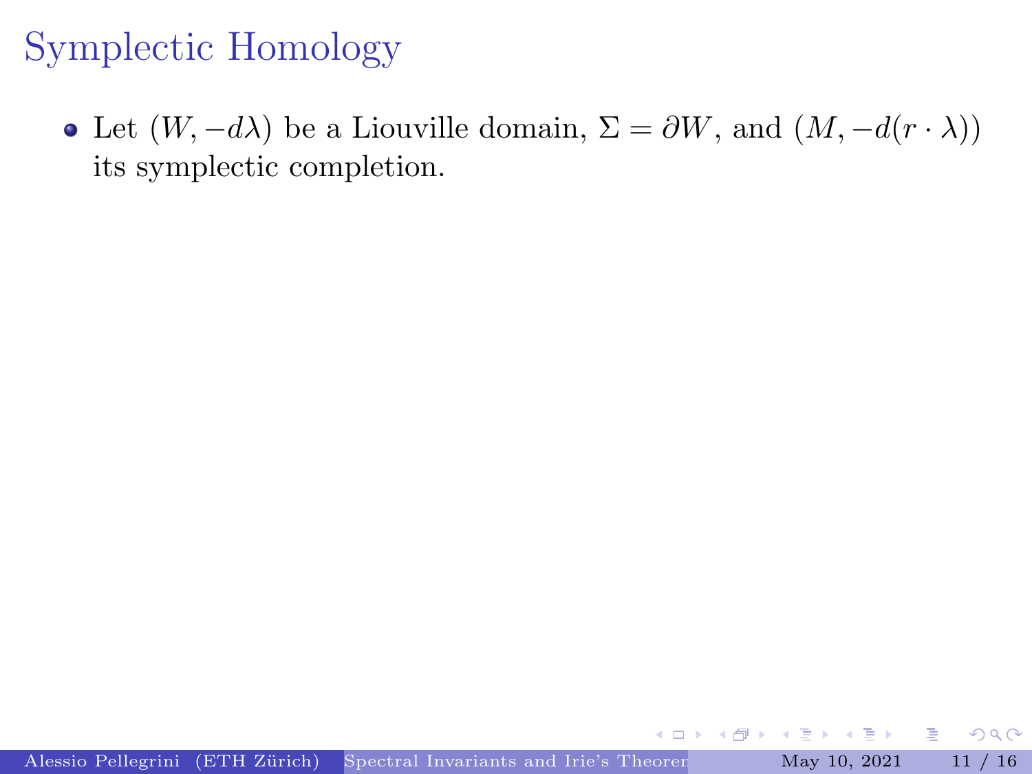# Symplectic Homology

- Let $(W, -d\lambda)$ be a Liouville domain, $\Sigma = \partial W$, and $(M, -d(r \cdot \lambda))$ its symplectic completion.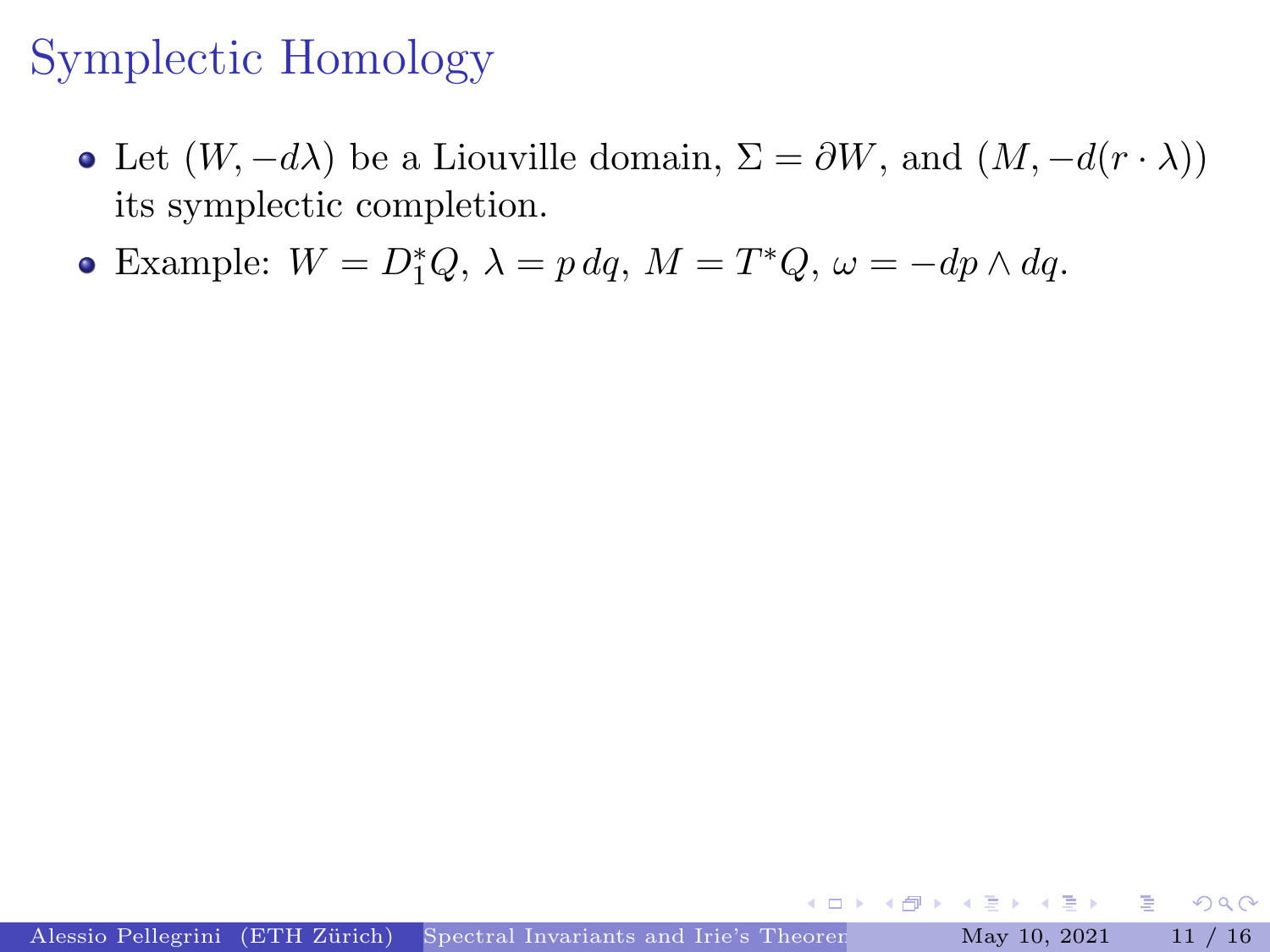# Symplectic Homology

- Let $(W, -d\lambda)$ be a Liouville domain, $\Sigma = \partial W$, and $(M, -d(r \cdot \lambda))$ its symplectic completion.
- Example: $W = D_1^*Q$, $\lambda = p\,dq$, $M = T^*Q$, $\omega = -dp \wedge dq$.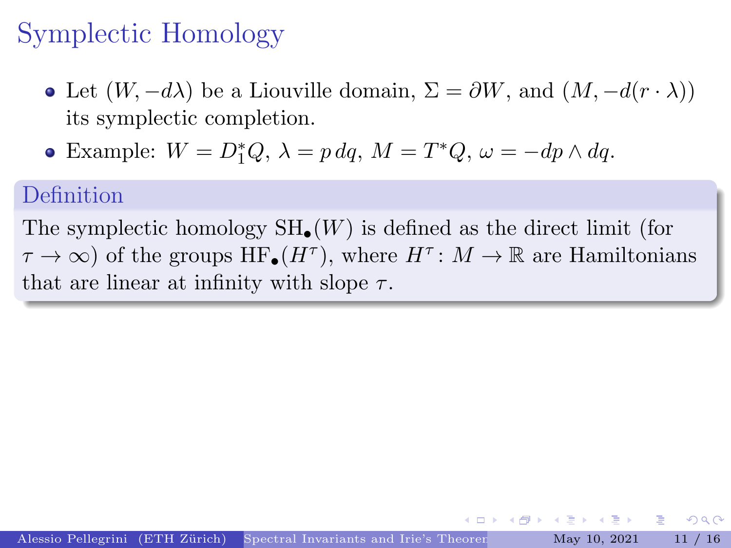# Symplectic Homology

- Let $(W, -d\lambda)$ be a Liouville domain, $\Sigma = \partial W$, and $(M, -d(r \cdot \lambda))$ its symplectic completion.
- Example: $W = D_1^* Q$, $\lambda = p\, dq$, $M = T^*Q$, $\omega = -dp \wedge dq$.

**Definition**

The symplectic homology $\mathrm{SH}_\bullet(W)$ is defined as the direct limit (for $\tau \to \infty$) of the groups $\mathrm{HF}_\bullet(H^\tau)$, where $H^\tau \colon M \to \mathbb{R}$ are Hamiltonians that are linear at infinity with slope $\tau$.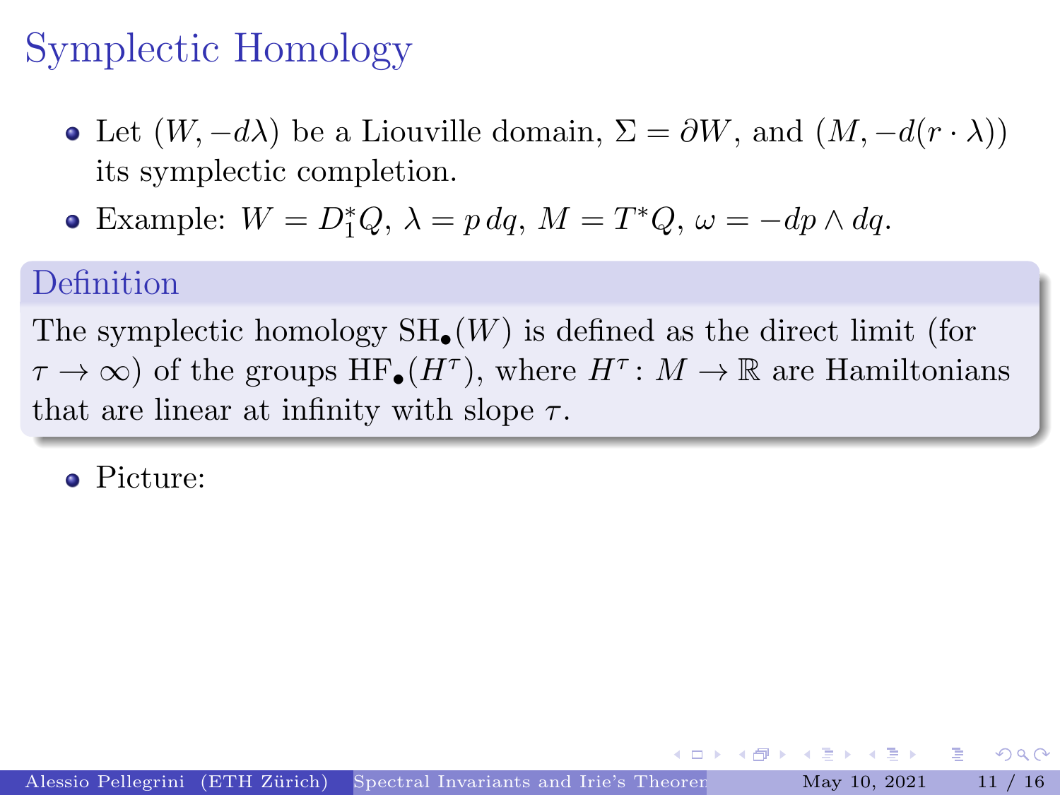# Symplectic Homology

- Let $(W, -d\lambda)$ be a Liouville domain, $\Sigma = \partial W$, and $(M, -d(r \cdot \lambda))$ its symplectic completion.
- Example: $W = D_1^*Q$, $\lambda = p\,dq$, $M = T^*Q$, $\omega = -dp \wedge dq$.

**Definition**

The symplectic homology $\mathrm{SH}_\bullet(W)$ is defined as the direct limit (for $\tau \to \infty$) of the groups $\mathrm{HF}_\bullet(H^\tau)$, where $H^\tau \colon M \to \mathbb{R}$ are Hamiltonians that are linear at infinity with slope $\tau$.

- Picture: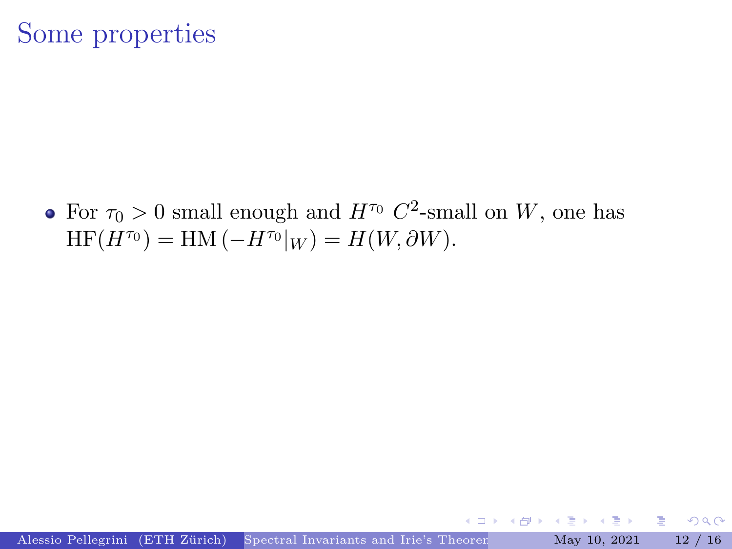# Some properties

- For $\tau_0 > 0$ small enough and $H^{\tau_0}$ $C^2$-small on $W$, one has $\mathrm{HF}(H^{\tau_0}) = \mathrm{HM}\left(-H^{\tau_0}|_W\right) = H(W, \partial W)$.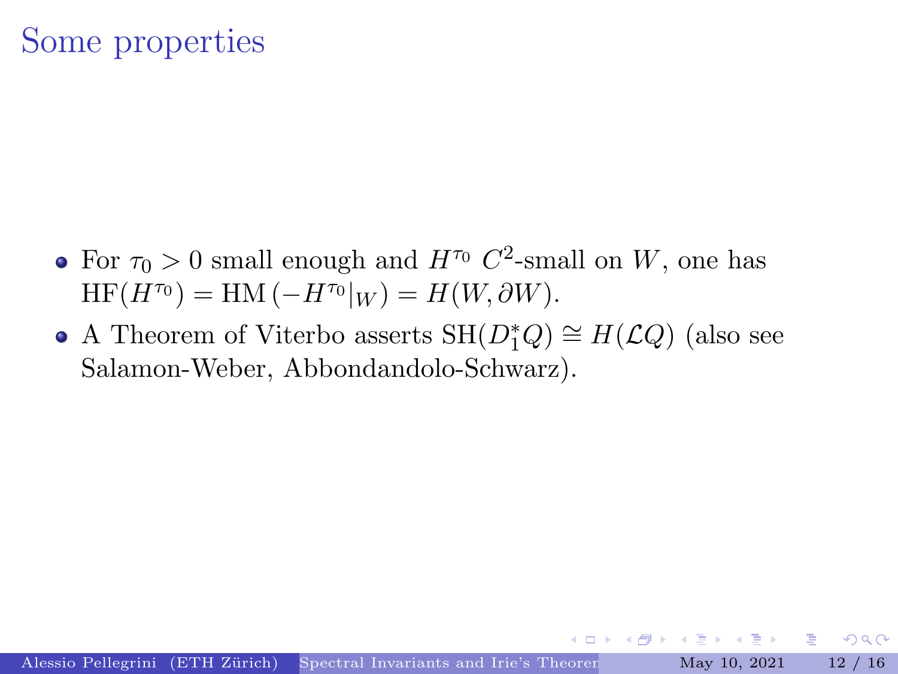# Some properties

- For $\tau_0 > 0$ small enough and $H^{\tau_0}$ $C^2$-small on $W$, one has $\mathrm{HF}(H^{\tau_0}) = \mathrm{HM}\left(-H^{\tau_0}|_W\right) = H(W, \partial W)$.
- A Theorem of Viterbo asserts $\mathrm{SH}(D_1^*Q) \cong H(\mathcal{L}Q)$ (also see Salamon-Weber, Abbondandolo-Schwarz).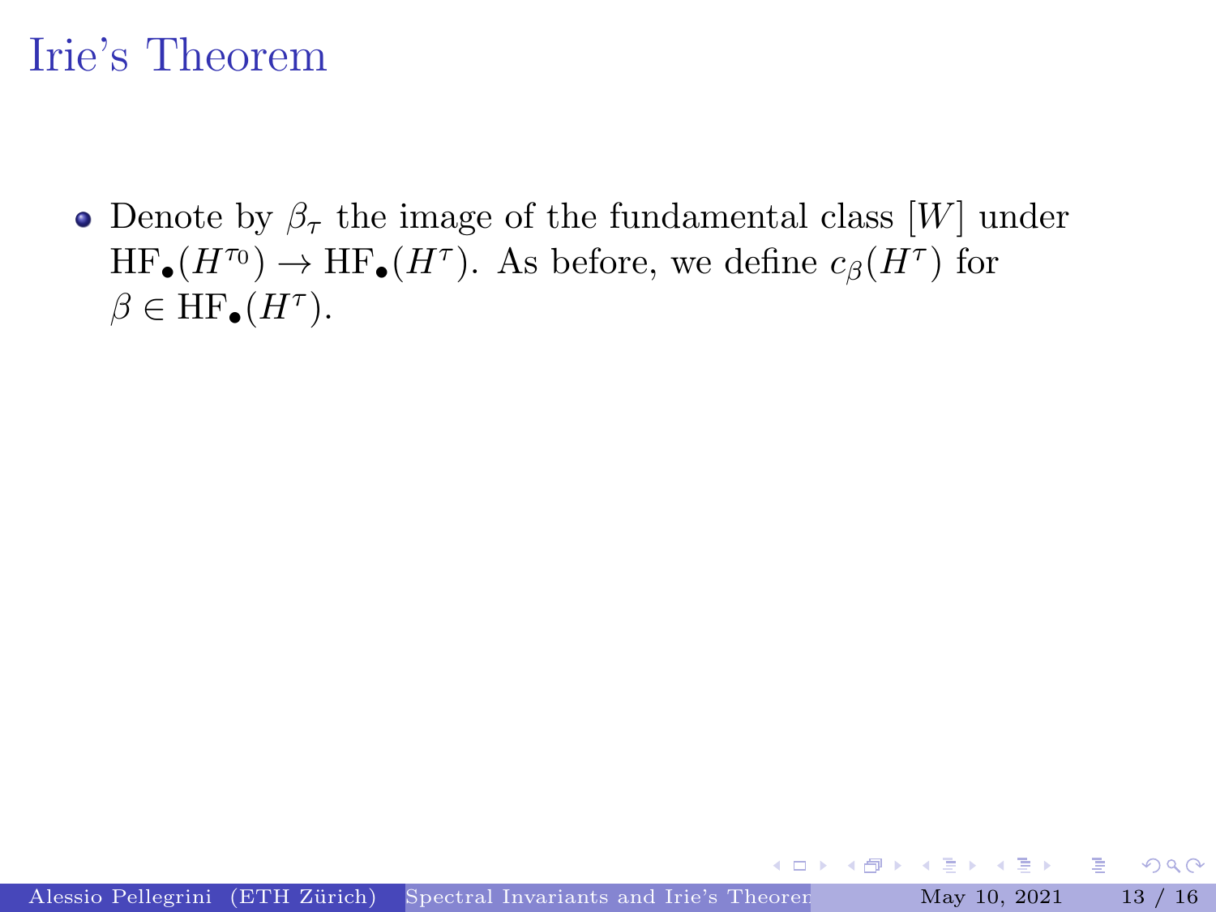# Irie's Theorem

- Denote by $\beta_\tau$ the image of the fundamental class $[W]$ under $\mathrm{HF}_\bullet(H^{\tau_0}) \to \mathrm{HF}_\bullet(H^\tau)$. As before, we define $c_\beta(H^\tau)$ for $\beta \in \mathrm{HF}_\bullet(H^\tau)$.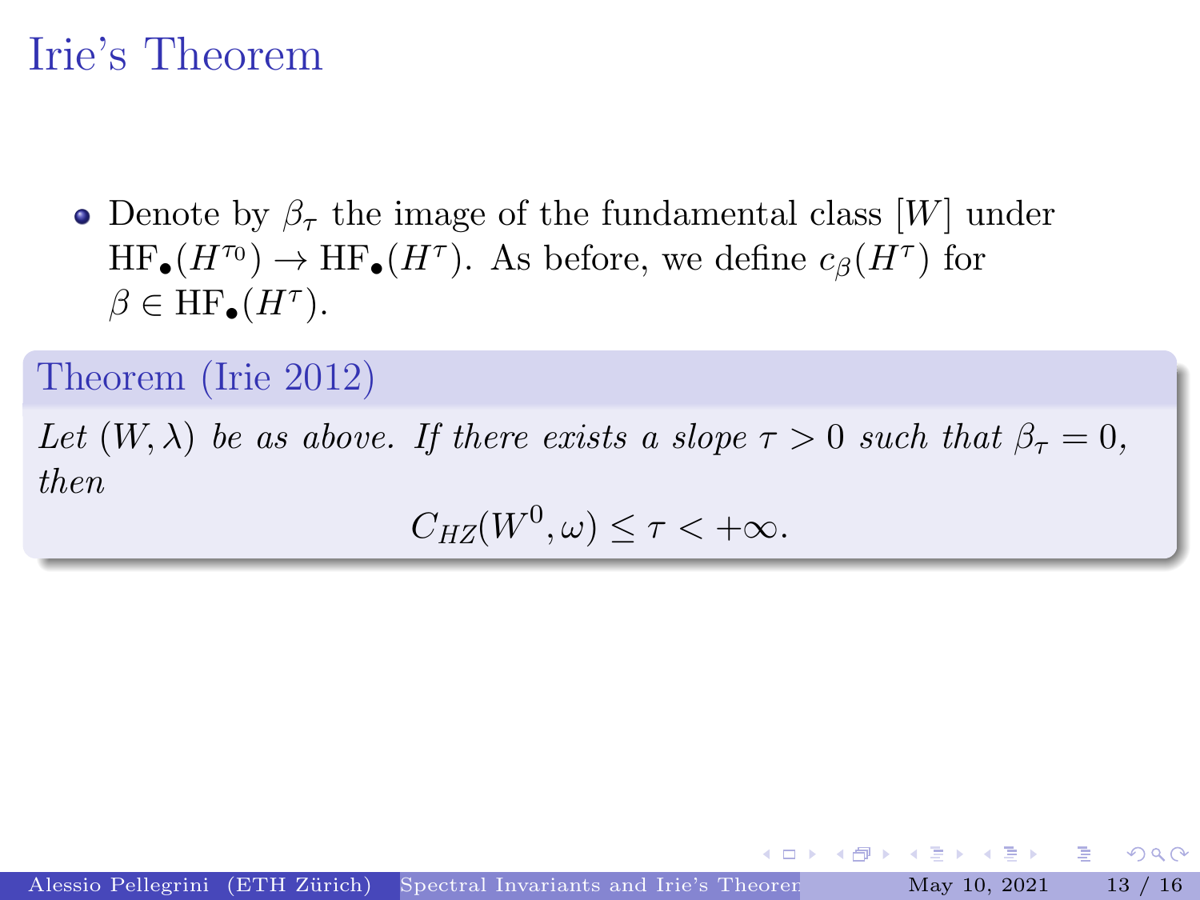# Irie's Theorem

- Denote by $\beta_\tau$ the image of the fundamental class $[W]$ under $\mathrm{HF}_\bullet(H^{\tau_0}) \to \mathrm{HF}_\bullet(H^\tau)$. As before, we define $c_\beta(H^\tau)$ for $\beta \in \mathrm{HF}_\bullet(H^\tau)$.

**Theorem (Irie 2012)**

*Let $(W, \lambda)$ be as above. If there exists a slope $\tau > 0$ such that $\beta_\tau = 0$, then*

$$C_{HZ}(W^0, \omega) \leq \tau < +\infty.$$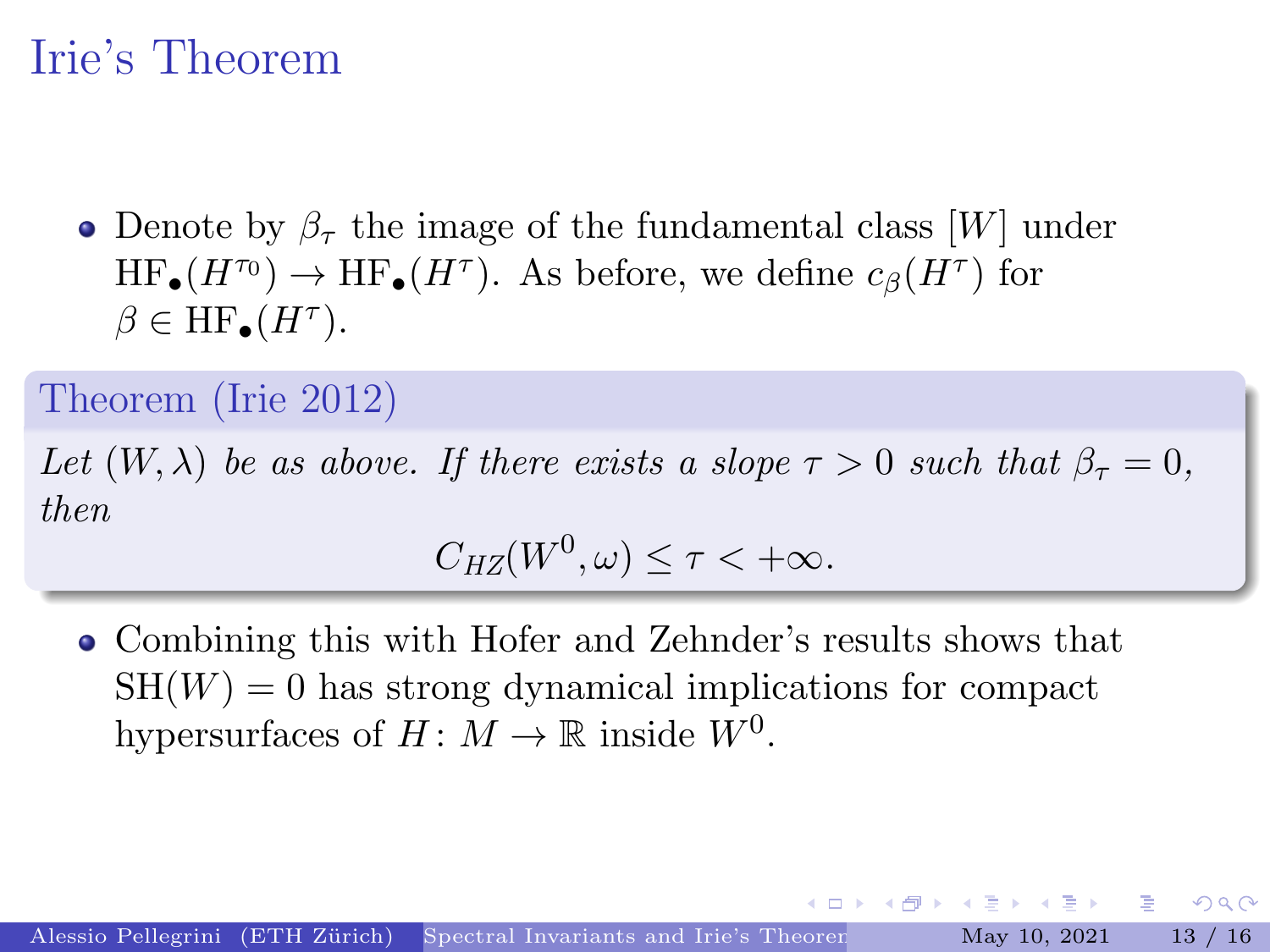# Irie's Theorem

- Denote by $\beta_\tau$ the image of the fundamental class $[W]$ under $\mathrm{HF}_\bullet(H^{\tau_0}) \to \mathrm{HF}_\bullet(H^\tau)$. As before, we define $c_\beta(H^\tau)$ for $\beta \in \mathrm{HF}_\bullet(H^\tau)$.

**Theorem (Irie 2012)**

*Let $(W, \lambda)$ be as above. If there exists a slope $\tau > 0$ such that $\beta_\tau = 0$, then*

$$C_{HZ}(W^0, \omega) \leq \tau < +\infty.$$

- Combining this with Hofer and Zehnder's results shows that $\mathrm{SH}(W) = 0$ has strong dynamical implications for compact hypersurfaces of $H \colon M \to \mathbb{R}$ inside $W^0$.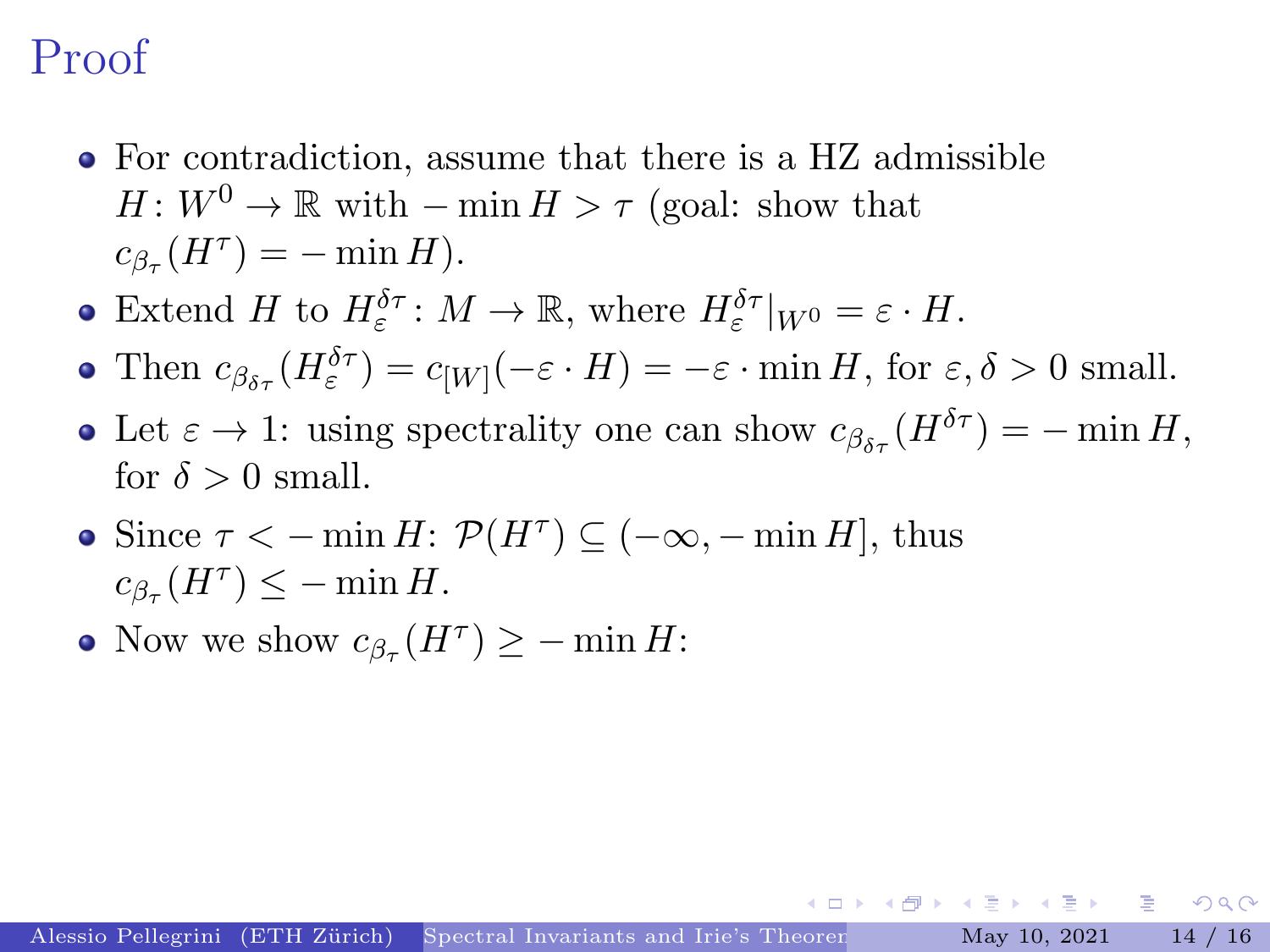# Proof

- For contradiction, assume that there is a HZ admissible $H\colon W^0 \to \mathbb{R}$ with $-\min H > \tau$ (goal: show that $c_{\beta_\tau}(H^\tau) = -\min H$).
- Extend $H$ to $H_\varepsilon^{\delta\tau}\colon M \to \mathbb{R}$, where $H_\varepsilon^{\delta\tau}|_{W^0} = \varepsilon \cdot H$.
- Then $c_{\beta_{\delta\tau}}(H_\varepsilon^{\delta\tau}) = c_{[W]}(-\varepsilon \cdot H) = -\varepsilon \cdot \min H$, for $\varepsilon, \delta > 0$ small.
- Let $\varepsilon \to 1$: using spectrality one can show $c_{\beta_{\delta\tau}}(H^{\delta\tau}) = -\min H$, for $\delta > 0$ small.
- Since $\tau < -\min H$: $\mathcal{P}(H^\tau) \subseteq (-\infty, -\min H]$, thus $c_{\beta_\tau}(H^\tau) \leq -\min H$.
- Now we show $c_{\beta_\tau}(H^\tau) \geq -\min H$: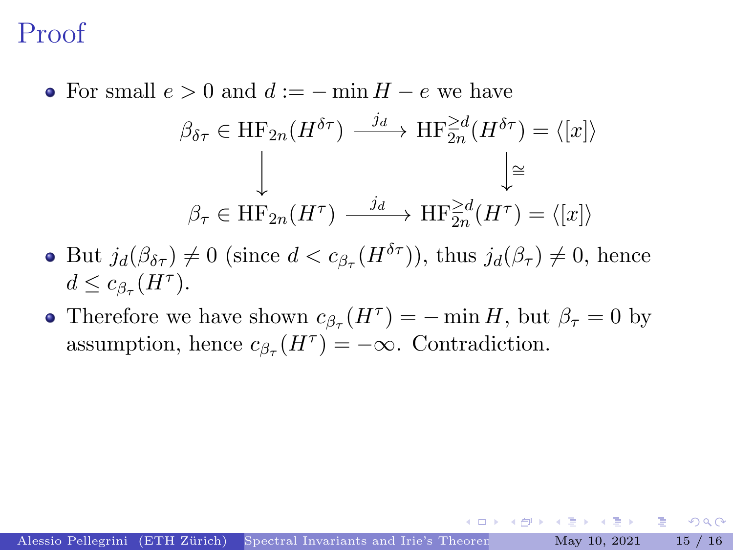# Proof

- For small $e > 0$ and $d := -\min H - e$ we have

$$
\begin{array}{ccc}
\beta_{\delta\tau} \in \mathrm{HF}_{2n}(H^{\delta\tau}) & \xrightarrow{\ j_d\ } & \mathrm{HF}_{2n}^{\geq d}(H^{\delta\tau}) = \langle [x] \rangle \\
\big\downarrow & & \big\downarrow \cong \\
\beta_{\tau} \in \mathrm{HF}_{2n}(H^{\tau}) & \xrightarrow{\ j_d\ } & \mathrm{HF}_{2n}^{\geq d}(H^{\tau}) = \langle [x] \rangle
\end{array}
$$

- But $j_d(\beta_{\delta\tau}) \neq 0$ (since $d < c_{\beta_\tau}(H^{\delta\tau})$), thus $j_d(\beta_\tau) \neq 0$, hence $d \leq c_{\beta_\tau}(H^\tau)$.
- Therefore we have shown $c_{\beta_\tau}(H^\tau) = -\min H$, but $\beta_\tau = 0$ by assumption, hence $c_{\beta_\tau}(H^\tau) = -\infty$. Contradiction.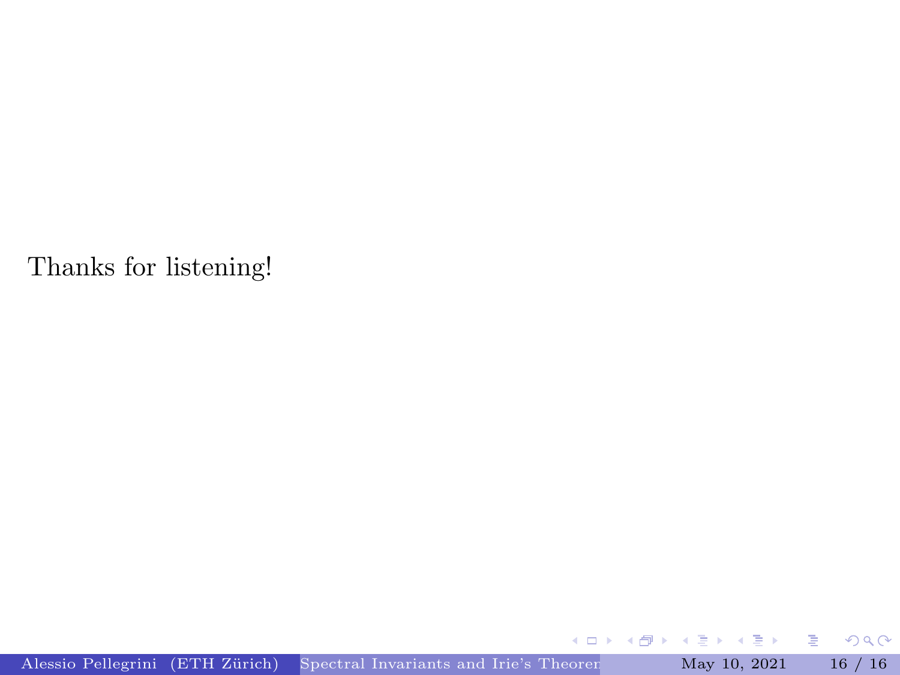Thanks for listening!